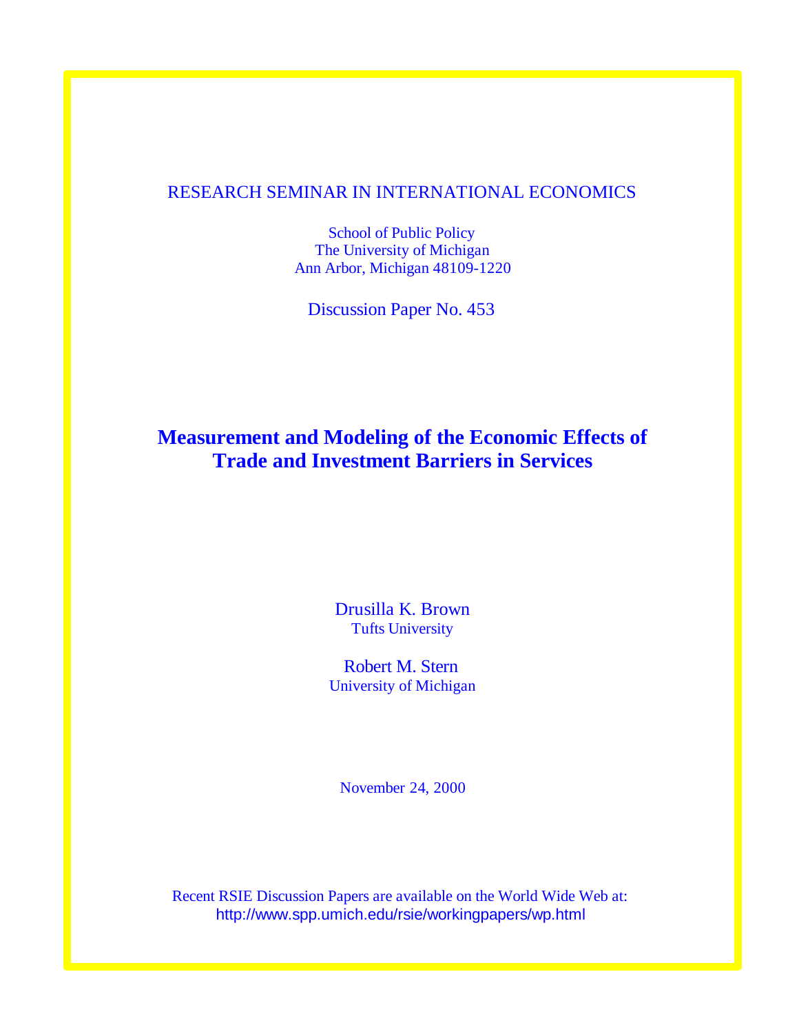RESEARCH SEMINAR IN INTERNATIONAL ECONOMICS

School of Public Policy
The University of Michigan
Ann Arbor, Michigan 48109-1220

Discussion Paper No. 453

# Measurement and Modeling of the Economic Effects of Trade and Investment Barriers in Services

Drusilla K. Brown
Tufts University

Robert M. Stern
University of Michigan

November 24, 2000

Recent RSIE Discussion Papers are available on the World Wide Web at:
http://www.spp.umich.edu/rsie/workingpapers/wp.html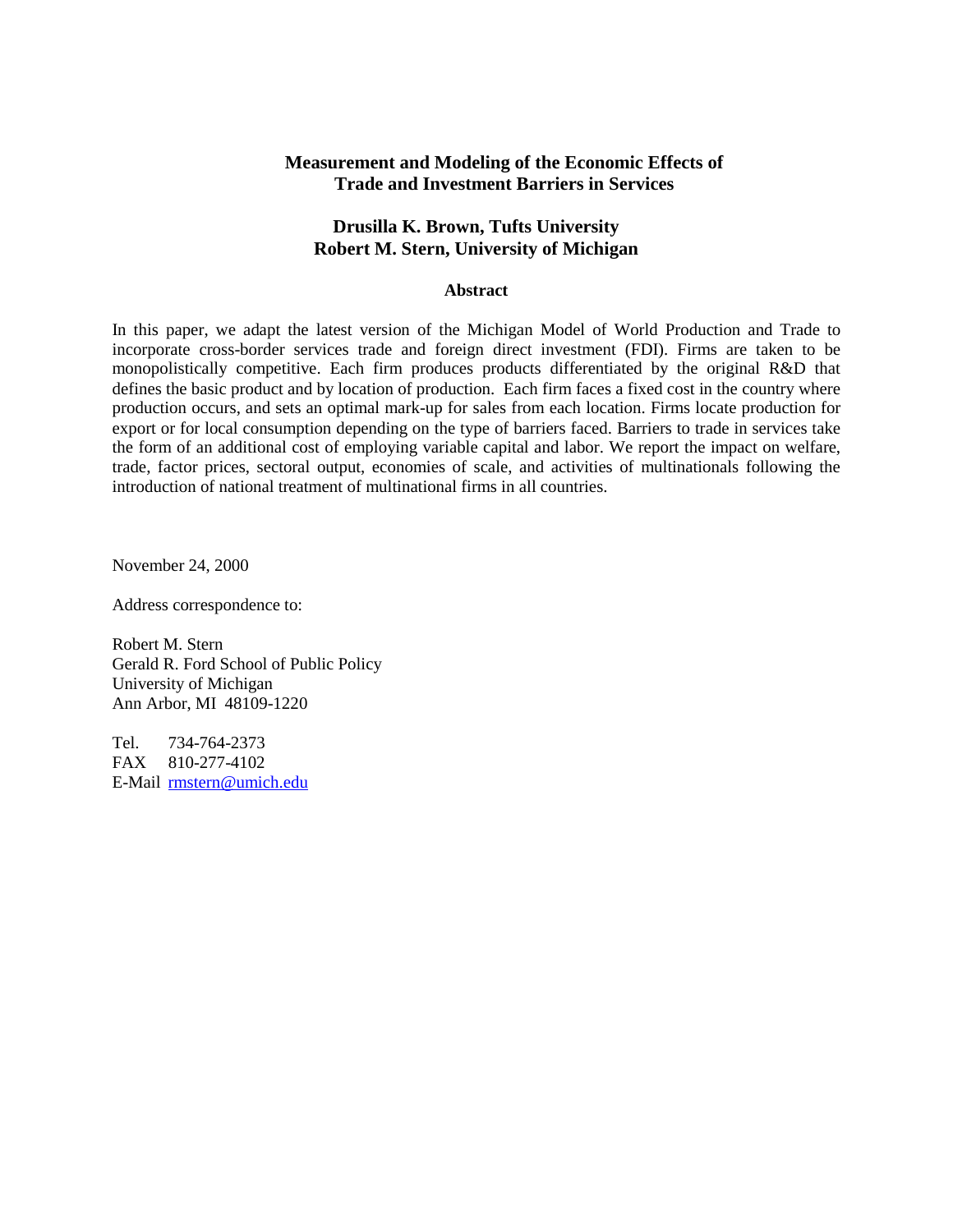# Measurement and Modeling of the Economic Effects of Trade and Investment Barriers in Services

**Drusilla K. Brown, Tufts University**
**Robert M. Stern, University of Michigan**

## Abstract

In this paper, we adapt the latest version of the Michigan Model of World Production and Trade to incorporate cross-border services trade and foreign direct investment (FDI). Firms are taken to be monopolistically competitive. Each firm produces products differentiated by the original R&D that defines the basic product and by location of production. Each firm faces a fixed cost in the country where production occurs, and sets an optimal mark-up for sales from each location. Firms locate production for export or for local consumption depending on the type of barriers faced. Barriers to trade in services take the form of an additional cost of employing variable capital and labor. We report the impact on welfare, trade, factor prices, sectoral output, economies of scale, and activities of multinationals following the introduction of national treatment of multinational firms in all countries.

November 24, 2000

Address correspondence to:

Robert M. Stern
Gerald R. Ford School of Public Policy
University of Michigan
Ann Arbor, MI 48109-1220

Tel. 734-764-2373
FAX 810-277-4102
E-Mail rmstern@umich.edu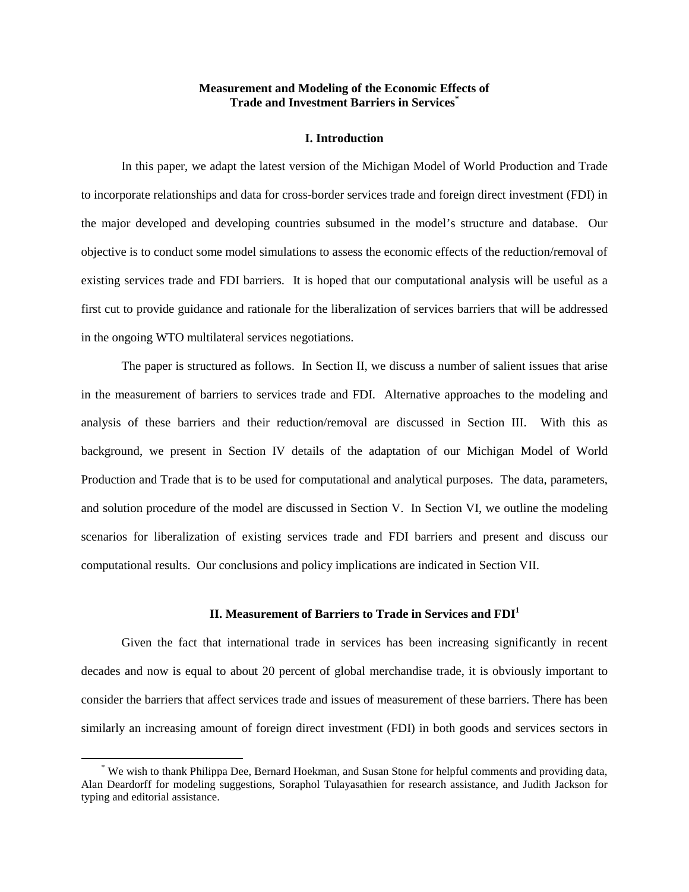**Measurement and Modeling of the Economic Effects of Trade and Investment Barriers in Services[*]**

## I. Introduction

In this paper, we adapt the latest version of the Michigan Model of World Production and Trade to incorporate relationships and data for cross-border services trade and foreign direct investment (FDI) in the major developed and developing countries subsumed in the model's structure and database. Our objective is to conduct some model simulations to assess the economic effects of the reduction/removal of existing services trade and FDI barriers. It is hoped that our computational analysis will be useful as a first cut to provide guidance and rationale for the liberalization of services barriers that will be addressed in the ongoing WTO multilateral services negotiations.

The paper is structured as follows. In Section II, we discuss a number of salient issues that arise in the measurement of barriers to services trade and FDI. Alternative approaches to the modeling and analysis of these barriers and their reduction/removal are discussed in Section III. With this as background, we present in Section IV details of the adaptation of our Michigan Model of World Production and Trade that is to be used for computational and analytical purposes. The data, parameters, and solution procedure of the model are discussed in Section V. In Section VI, we outline the modeling scenarios for liberalization of existing services trade and FDI barriers and present and discuss our computational results. Our conclusions and policy implications are indicated in Section VII.

## II. Measurement of Barriers to Trade in Services and FDI[1]

Given the fact that international trade in services has been increasing significantly in recent decades and now is equal to about 20 percent of global merchandise trade, it is obviously important to consider the barriers that affect services trade and issues of measurement of these barriers. There has been similarly an increasing amount of foreign direct investment (FDI) in both goods and services sectors in

---

[*] We wish to thank Philippa Dee, Bernard Hoekman, and Susan Stone for helpful comments and providing data, Alan Deardorff for modeling suggestions, Soraphol Tulayasathien for research assistance, and Judith Jackson for typing and editorial assistance.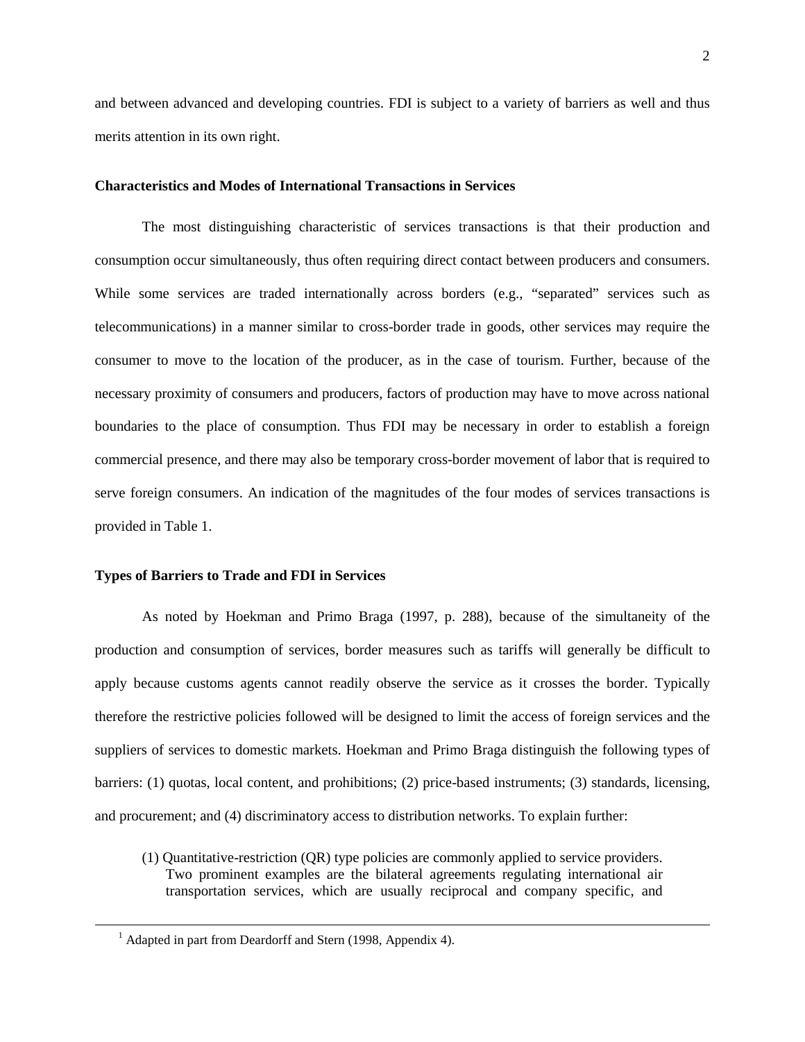and between advanced and developing countries. FDI is subject to a variety of barriers as well and thus merits attention in its own right.

**Characteristics and Modes of International Transactions in Services**

The most distinguishing characteristic of services transactions is that their production and consumption occur simultaneously, thus often requiring direct contact between producers and consumers. While some services are traded internationally across borders (e.g., "separated" services such as telecommunications) in a manner similar to cross-border trade in goods, other services may require the consumer to move to the location of the producer, as in the case of tourism. Further, because of the necessary proximity of consumers and producers, factors of production may have to move across national boundaries to the place of consumption. Thus FDI may be necessary in order to establish a foreign commercial presence, and there may also be temporary cross-border movement of labor that is required to serve foreign consumers. An indication of the magnitudes of the four modes of services transactions is provided in Table 1.

**Types of Barriers to Trade and FDI in Services**

As noted by Hoekman and Primo Braga (1997, p. 288), because of the simultaneity of the production and consumption of services, border measures such as tariffs will generally be difficult to apply because customs agents cannot readily observe the service as it crosses the border. Typically therefore the restrictive policies followed will be designed to limit the access of foreign services and the suppliers of services to domestic markets. Hoekman and Primo Braga distinguish the following types of barriers: (1) quotas, local content, and prohibitions; (2) price-based instruments; (3) standards, licensing, and procurement; and (4) discriminatory access to distribution networks. To explain further:

(1) Quantitative-restriction (QR) type policies are commonly applied to service providers. Two prominent examples are the bilateral agreements regulating international air transportation services, which are usually reciprocal and company specific, and

---

[1] Adapted in part from Deardorff and Stern (1998, Appendix 4).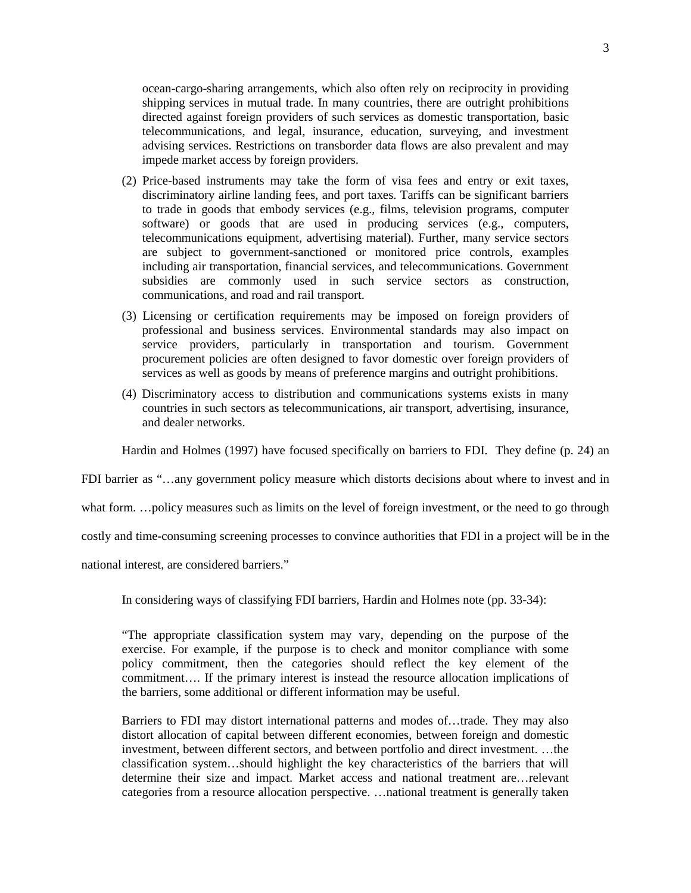ocean-cargo-sharing arrangements, which also often rely on reciprocity in providing shipping services in mutual trade. In many countries, there are outright prohibitions directed against foreign providers of such services as domestic transportation, basic telecommunications, and legal, insurance, education, surveying, and investment advising services. Restrictions on transborder data flows are also prevalent and may impede market access by foreign providers.

(2) Price-based instruments may take the form of visa fees and entry or exit taxes, discriminatory airline landing fees, and port taxes. Tariffs can be significant barriers to trade in goods that embody services (e.g., films, television programs, computer software) or goods that are used in producing services (e.g., computers, telecommunications equipment, advertising material). Further, many service sectors are subject to government-sanctioned or monitored price controls, examples including air transportation, financial services, and telecommunications. Government subsidies are commonly used in such service sectors as construction, communications, and road and rail transport.

(3) Licensing or certification requirements may be imposed on foreign providers of professional and business services. Environmental standards may also impact on service providers, particularly in transportation and tourism. Government procurement policies are often designed to favor domestic over foreign providers of services as well as goods by means of preference margins and outright prohibitions.

(4) Discriminatory access to distribution and communications systems exists in many countries in such sectors as telecommunications, air transport, advertising, insurance, and dealer networks.

Hardin and Holmes (1997) have focused specifically on barriers to FDI. They define (p. 24) an FDI barrier as "…any government policy measure which distorts decisions about where to invest and in what form. …policy measures such as limits on the level of foreign investment, or the need to go through costly and time-consuming screening processes to convince authorities that FDI in a project will be in the national interest, are considered barriers."

In considering ways of classifying FDI barriers, Hardin and Holmes note (pp. 33-34):

> "The appropriate classification system may vary, depending on the purpose of the exercise. For example, if the purpose is to check and monitor compliance with some policy commitment, then the categories should reflect the key element of the commitment…. If the primary interest is instead the resource allocation implications of the barriers, some additional or different information may be useful.
>
> Barriers to FDI may distort international patterns and modes of…trade. They may also distort allocation of capital between different economies, between foreign and domestic investment, between different sectors, and between portfolio and direct investment. …the classification system…should highlight the key characteristics of the barriers that will determine their size and impact. Market access and national treatment are…relevant categories from a resource allocation perspective. …national treatment is generally taken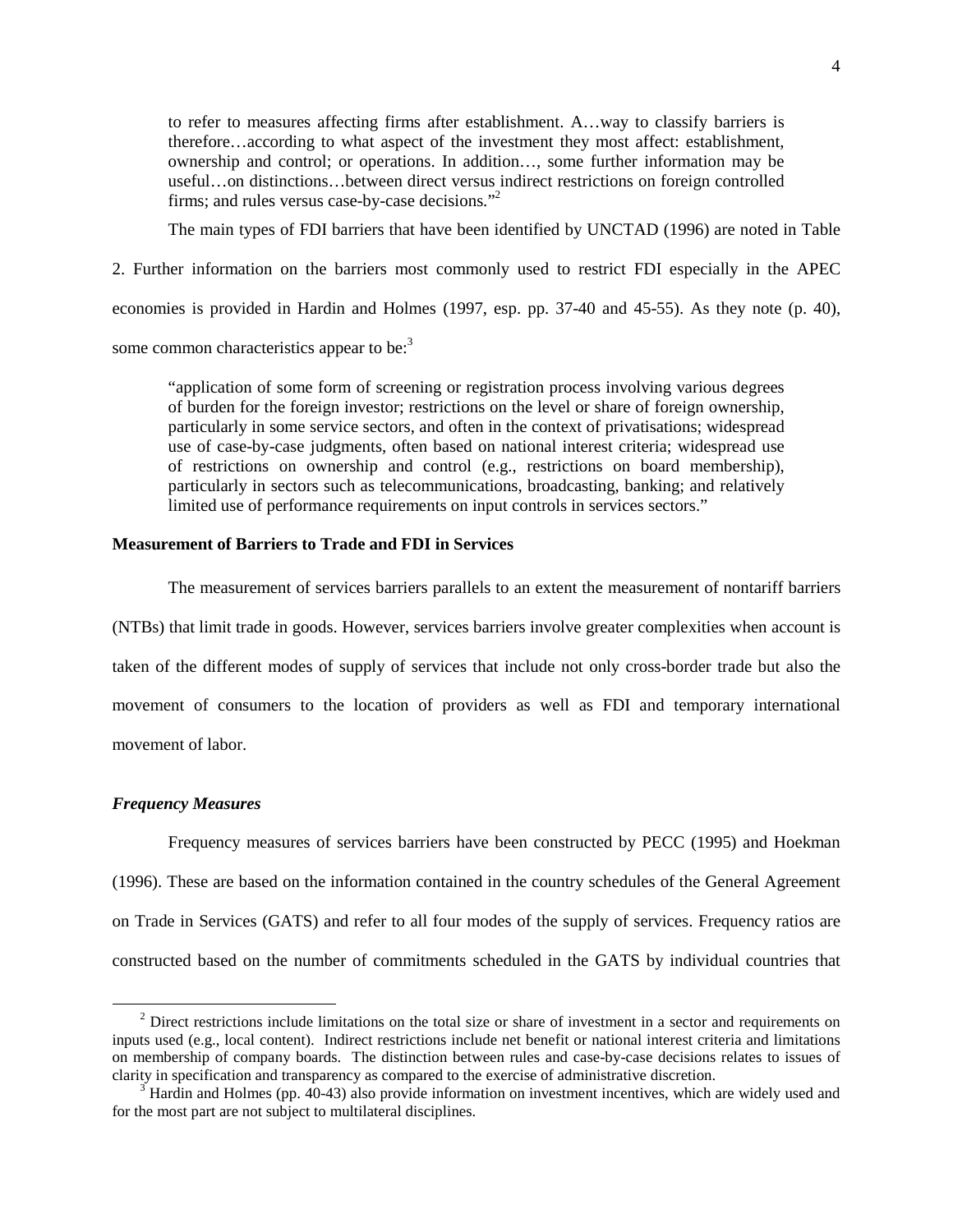to refer to measures affecting firms after establishment. A…way to classify barriers is therefore…according to what aspect of the investment they most affect: establishment, ownership and control; or operations. In addition…, some further information may be useful…on distinctions…between direct versus indirect restrictions on foreign controlled firms; and rules versus case-by-case decisions."[2]

The main types of FDI barriers that have been identified by UNCTAD (1996) are noted in Table 2. Further information on the barriers most commonly used to restrict FDI especially in the APEC economies is provided in Hardin and Holmes (1997, esp. pp. 37-40 and 45-55). As they note (p. 40), some common characteristics appear to be:[3]

"application of some form of screening or registration process involving various degrees of burden for the foreign investor; restrictions on the level or share of foreign ownership, particularly in some service sectors, and often in the context of privatisations; widespread use of case-by-case judgments, often based on national interest criteria; widespread use of restrictions on ownership and control (e.g., restrictions on board membership), particularly in sectors such as telecommunications, broadcasting, banking; and relatively limited use of performance requirements on input controls in services sectors."

**Measurement of Barriers to Trade and FDI in Services**

The measurement of services barriers parallels to an extent the measurement of nontariff barriers (NTBs) that limit trade in goods. However, services barriers involve greater complexities when account is taken of the different modes of supply of services that include not only cross-border trade but also the movement of consumers to the location of providers as well as FDI and temporary international movement of labor.

***Frequency Measures***

Frequency measures of services barriers have been constructed by PECC (1995) and Hoekman (1996). These are based on the information contained in the country schedules of the General Agreement on Trade in Services (GATS) and refer to all four modes of the supply of services. Frequency ratios are constructed based on the number of commitments scheduled in the GATS by individual countries that

[2] Direct restrictions include limitations on the total size or share of investment in a sector and requirements on inputs used (e.g., local content). Indirect restrictions include net benefit or national interest criteria and limitations on membership of company boards. The distinction between rules and case-by-case decisions relates to issues of clarity in specification and transparency as compared to the exercise of administrative discretion.

[3] Hardin and Holmes (pp. 40-43) also provide information on investment incentives, which are widely used and for the most part are not subject to multilateral disciplines.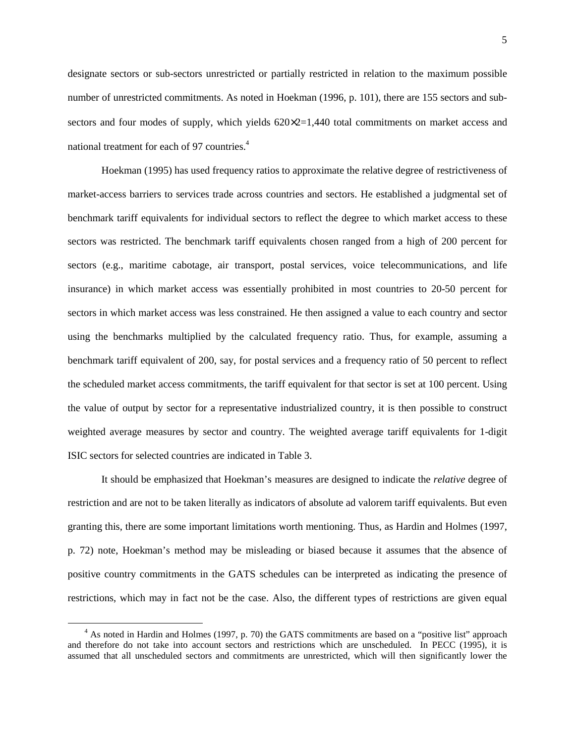designate sectors or sub-sectors unrestricted or partially restricted in relation to the maximum possible number of unrestricted commitments. As noted in Hoekman (1996, p. 101), there are 155 sectors and sub-sectors and four modes of supply, which yields $620\times2=1{,}440$ total commitments on market access and national treatment for each of 97 countries.[4]

Hoekman (1995) has used frequency ratios to approximate the relative degree of restrictiveness of market-access barriers to services trade across countries and sectors. He established a judgmental set of benchmark tariff equivalents for individual sectors to reflect the degree to which market access to these sectors was restricted. The benchmark tariff equivalents chosen ranged from a high of 200 percent for sectors (e.g., maritime cabotage, air transport, postal services, voice telecommunications, and life insurance) in which market access was essentially prohibited in most countries to 20-50 percent for sectors in which market access was less constrained. He then assigned a value to each country and sector using the benchmarks multiplied by the calculated frequency ratio. Thus, for example, assuming a benchmark tariff equivalent of 200, say, for postal services and a frequency ratio of 50 percent to reflect the scheduled market access commitments, the tariff equivalent for that sector is set at 100 percent. Using the value of output by sector for a representative industrialized country, it is then possible to construct weighted average measures by sector and country. The weighted average tariff equivalents for 1-digit ISIC sectors for selected countries are indicated in Table 3.

It should be emphasized that Hoekman's measures are designed to indicate the *relative* degree of restriction and are not to be taken literally as indicators of absolute ad valorem tariff equivalents. But even granting this, there are some important limitations worth mentioning. Thus, as Hardin and Holmes (1997, p. 72) note, Hoekman's method may be misleading or biased because it assumes that the absence of positive country commitments in the GATS schedules can be interpreted as indicating the presence of restrictions, which may in fact not be the case. Also, the different types of restrictions are given equal

[4] As noted in Hardin and Holmes (1997, p. 70) the GATS commitments are based on a "positive list" approach and therefore do not take into account sectors and restrictions which are unscheduled. In PECC (1995), it is assumed that all unscheduled sectors and commitments are unrestricted, which will then significantly lower the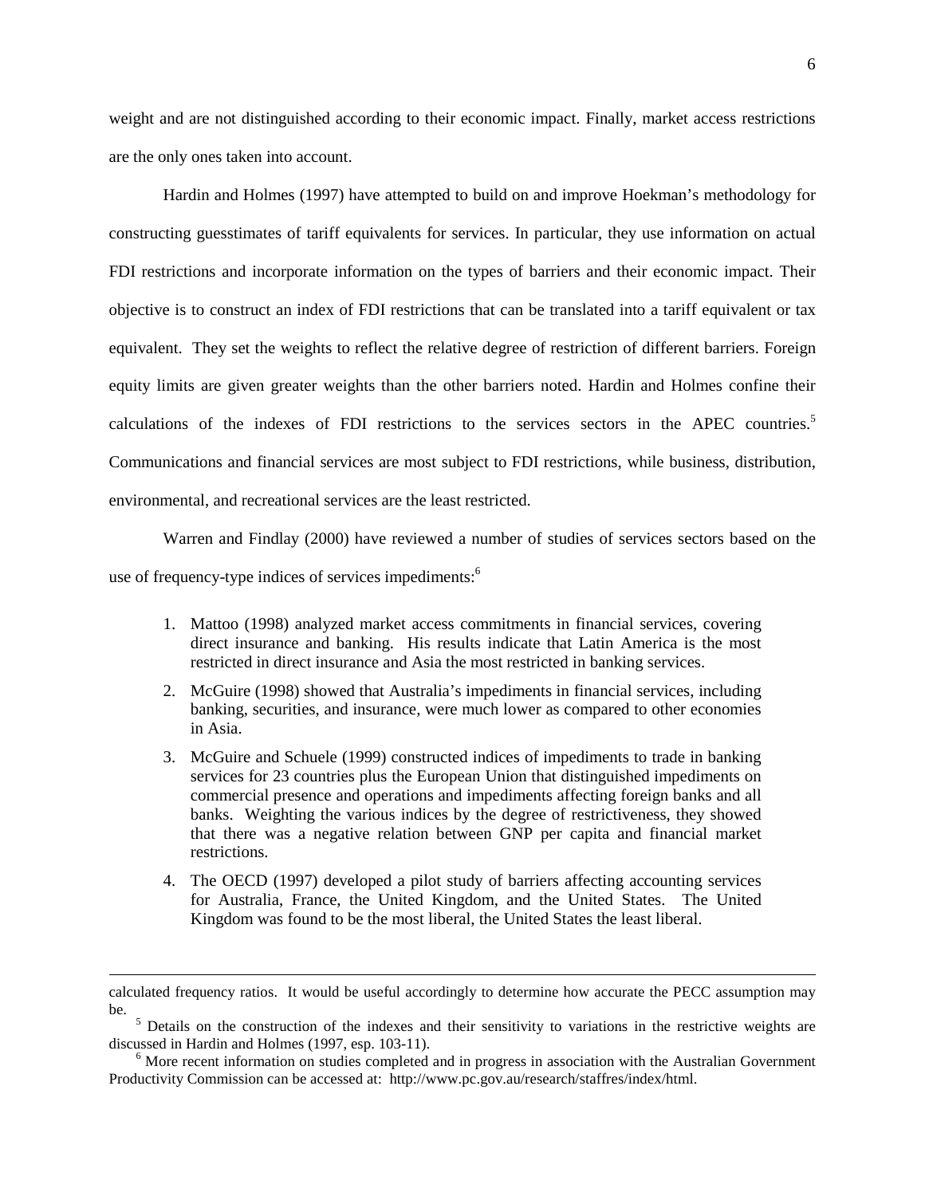weight and are not distinguished according to their economic impact. Finally, market access restrictions are the only ones taken into account.

Hardin and Holmes (1997) have attempted to build on and improve Hoekman's methodology for constructing guesstimates of tariff equivalents for services. In particular, they use information on actual FDI restrictions and incorporate information on the types of barriers and their economic impact. Their objective is to construct an index of FDI restrictions that can be translated into a tariff equivalent or tax equivalent. They set the weights to reflect the relative degree of restriction of different barriers. Foreign equity limits are given greater weights than the other barriers noted. Hardin and Holmes confine their calculations of the indexes of FDI restrictions to the services sectors in the APEC countries.[5] Communications and financial services are most subject to FDI restrictions, while business, distribution, environmental, and recreational services are the least restricted.

Warren and Findlay (2000) have reviewed a number of studies of services sectors based on the use of frequency-type indices of services impediments:[6]

1. Mattoo (1998) analyzed market access commitments in financial services, covering direct insurance and banking. His results indicate that Latin America is the most restricted in direct insurance and Asia the most restricted in banking services.
2. McGuire (1998) showed that Australia's impediments in financial services, including banking, securities, and insurance, were much lower as compared to other economies in Asia.
3. McGuire and Schuele (1999) constructed indices of impediments to trade in banking services for 23 countries plus the European Union that distinguished impediments on commercial presence and operations and impediments affecting foreign banks and all banks. Weighting the various indices by the degree of restrictiveness, they showed that there was a negative relation between GNP per capita and financial market restrictions.
4. The OECD (1997) developed a pilot study of barriers affecting accounting services for Australia, France, the United Kingdom, and the United States. The United Kingdom was found to be the most liberal, the United States the least liberal.

---

calculated frequency ratios. It would be useful accordingly to determine how accurate the PECC assumption may be.

[5] Details on the construction of the indexes and their sensitivity to variations in the restrictive weights are discussed in Hardin and Holmes (1997, esp. 103-11).

[6] More recent information on studies completed and in progress in association with the Australian Government Productivity Commission can be accessed at: http://www.pc.gov.au/research/staffres/index/html.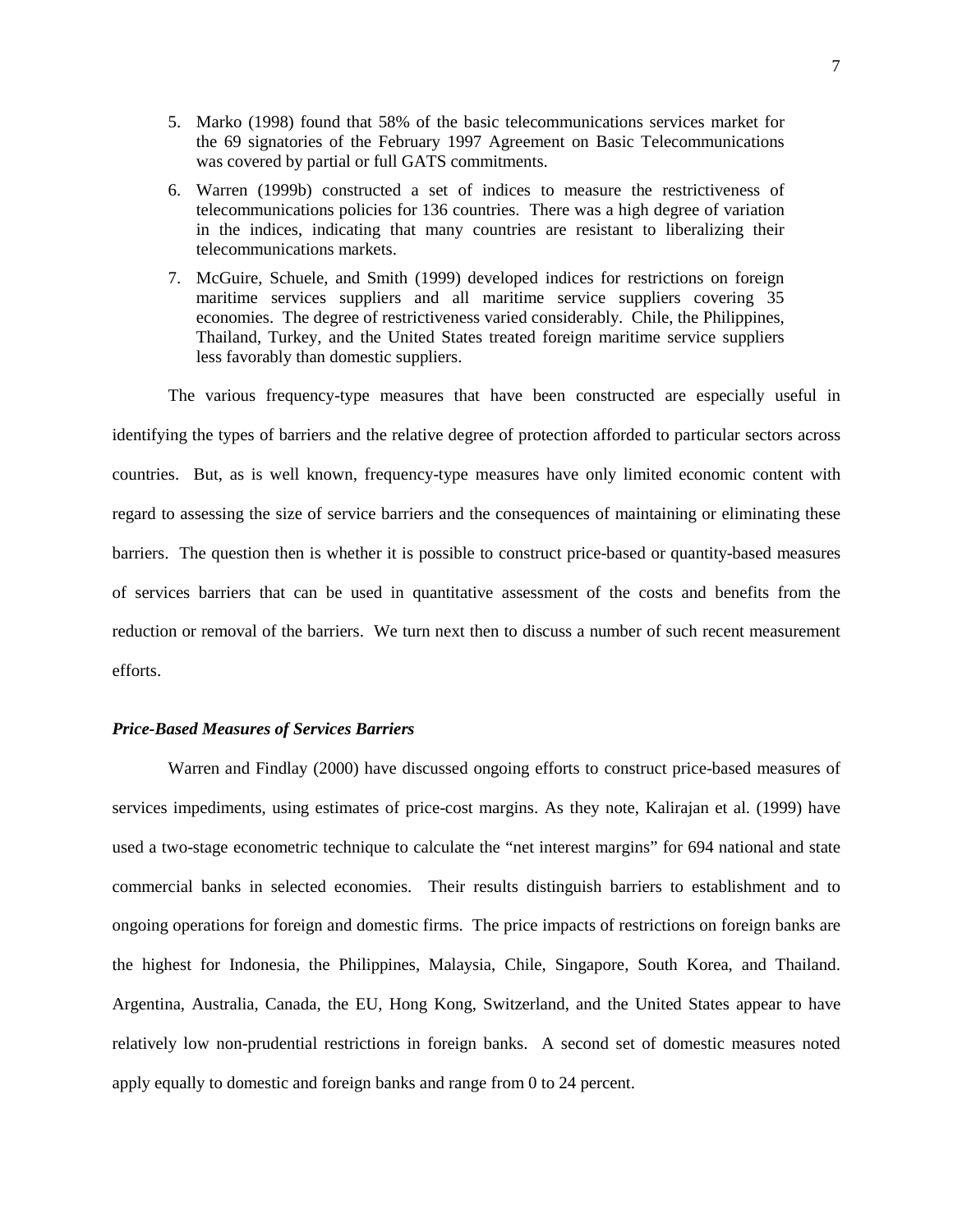5. Marko (1998) found that 58% of the basic telecommunications services market for the 69 signatories of the February 1997 Agreement on Basic Telecommunications was covered by partial or full GATS commitments.
6. Warren (1999b) constructed a set of indices to measure the restrictiveness of telecommunications policies for 136 countries. There was a high degree of variation in the indices, indicating that many countries are resistant to liberalizing their telecommunications markets.
7. McGuire, Schuele, and Smith (1999) developed indices for restrictions on foreign maritime services suppliers and all maritime service suppliers covering 35 economies. The degree of restrictiveness varied considerably. Chile, the Philippines, Thailand, Turkey, and the United States treated foreign maritime service suppliers less favorably than domestic suppliers.

The various frequency-type measures that have been constructed are especially useful in identifying the types of barriers and the relative degree of protection afforded to particular sectors across countries. But, as is well known, frequency-type measures have only limited economic content with regard to assessing the size of service barriers and the consequences of maintaining or eliminating these barriers. The question then is whether it is possible to construct price-based or quantity-based measures of services barriers that can be used in quantitative assessment of the costs and benefits from the reduction or removal of the barriers. We turn next then to discuss a number of such recent measurement efforts.

***Price-Based Measures of Services Barriers***

Warren and Findlay (2000) have discussed ongoing efforts to construct price-based measures of services impediments, using estimates of price-cost margins. As they note, Kalirajan et al. (1999) have used a two-stage econometric technique to calculate the "net interest margins" for 694 national and state commercial banks in selected economies. Their results distinguish barriers to establishment and to ongoing operations for foreign and domestic firms. The price impacts of restrictions on foreign banks are the highest for Indonesia, the Philippines, Malaysia, Chile, Singapore, South Korea, and Thailand. Argentina, Australia, Canada, the EU, Hong Kong, Switzerland, and the United States appear to have relatively low non-prudential restrictions in foreign banks. A second set of domestic measures noted apply equally to domestic and foreign banks and range from 0 to 24 percent.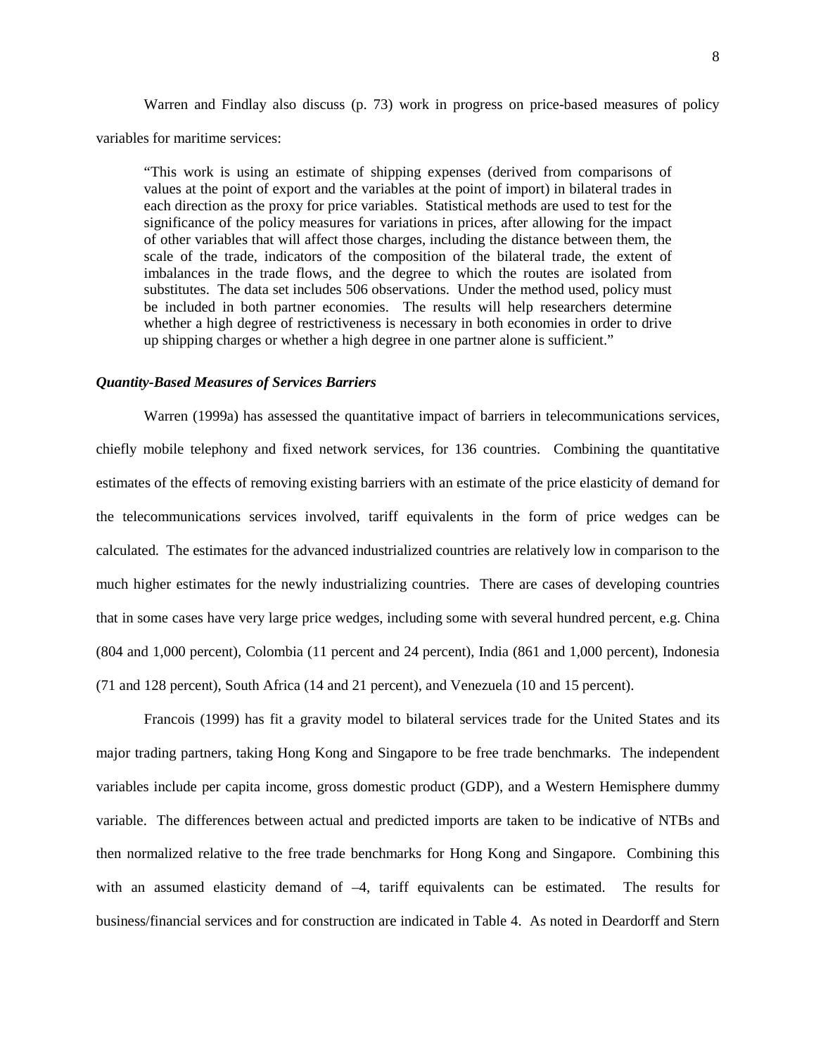Warren and Findlay also discuss (p. 73) work in progress on price-based measures of policy variables for maritime services:

> "This work is using an estimate of shipping expenses (derived from comparisons of values at the point of export and the variables at the point of import) in bilateral trades in each direction as the proxy for price variables. Statistical methods are used to test for the significance of the policy measures for variations in prices, after allowing for the impact of other variables that will affect those charges, including the distance between them, the scale of the trade, indicators of the composition of the bilateral trade, the extent of imbalances in the trade flows, and the degree to which the routes are isolated from substitutes. The data set includes 506 observations. Under the method used, policy must be included in both partner economies. The results will help researchers determine whether a high degree of restrictiveness is necessary in both economies in order to drive up shipping charges or whether a high degree in one partner alone is sufficient."

### *Quantity-Based Measures of Services Barriers*

Warren (1999a) has assessed the quantitative impact of barriers in telecommunications services, chiefly mobile telephony and fixed network services, for 136 countries. Combining the quantitative estimates of the effects of removing existing barriers with an estimate of the price elasticity of demand for the telecommunications services involved, tariff equivalents in the form of price wedges can be calculated. The estimates for the advanced industrialized countries are relatively low in comparison to the much higher estimates for the newly industrializing countries. There are cases of developing countries that in some cases have very large price wedges, including some with several hundred percent, e.g. China (804 and 1,000 percent), Colombia (11 percent and 24 percent), India (861 and 1,000 percent), Indonesia (71 and 128 percent), South Africa (14 and 21 percent), and Venezuela (10 and 15 percent).

Francois (1999) has fit a gravity model to bilateral services trade for the United States and its major trading partners, taking Hong Kong and Singapore to be free trade benchmarks. The independent variables include per capita income, gross domestic product (GDP), and a Western Hemisphere dummy variable. The differences between actual and predicted imports are taken to be indicative of NTBs and then normalized relative to the free trade benchmarks for Hong Kong and Singapore. Combining this with an assumed elasticity demand of –4, tariff equivalents can be estimated. The results for business/financial services and for construction are indicated in Table 4. As noted in Deardorff and Stern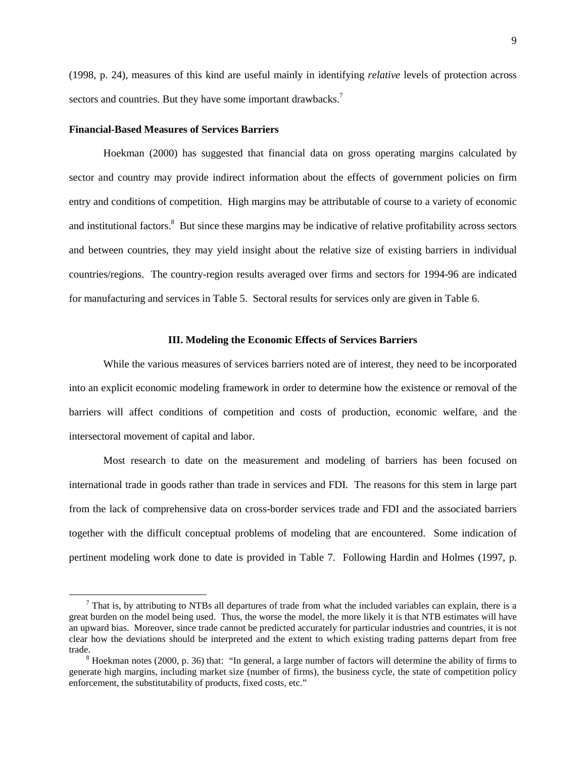(1998, p. 24), measures of this kind are useful mainly in identifying *relative* levels of protection across sectors and countries. But they have some important drawbacks.[7]

**Financial-Based Measures of Services Barriers**

Hoekman (2000) has suggested that financial data on gross operating margins calculated by sector and country may provide indirect information about the effects of government policies on firm entry and conditions of competition. High margins may be attributable of course to a variety of economic and institutional factors.[8] But since these margins may be indicative of relative profitability across sectors and between countries, they may yield insight about the relative size of existing barriers in individual countries/regions. The country-region results averaged over firms and sectors for 1994-96 are indicated for manufacturing and services in Table 5. Sectoral results for services only are given in Table 6.

## III. Modeling the Economic Effects of Services Barriers

While the various measures of services barriers noted are of interest, they need to be incorporated into an explicit economic modeling framework in order to determine how the existence or removal of the barriers will affect conditions of competition and costs of production, economic welfare, and the intersectoral movement of capital and labor.

Most research to date on the measurement and modeling of barriers has been focused on international trade in goods rather than trade in services and FDI. The reasons for this stem in large part from the lack of comprehensive data on cross-border services trade and FDI and the associated barriers together with the difficult conceptual problems of modeling that are encountered. Some indication of pertinent modeling work done to date is provided in Table 7. Following Hardin and Holmes (1997, p.

---

[7] That is, by attributing to NTBs all departures of trade from what the included variables can explain, there is a great burden on the model being used. Thus, the worse the model, the more likely it is that NTB estimates will have an upward bias. Moreover, since trade cannot be predicted accurately for particular industries and countries, it is not clear how the deviations should be interpreted and the extent to which existing trading patterns depart from free trade.

[8] Hoekman notes (2000, p. 36) that: "In general, a large number of factors will determine the ability of firms to generate high margins, including market size (number of firms), the business cycle, the state of competition policy enforcement, the substitutability of products, fixed costs, etc."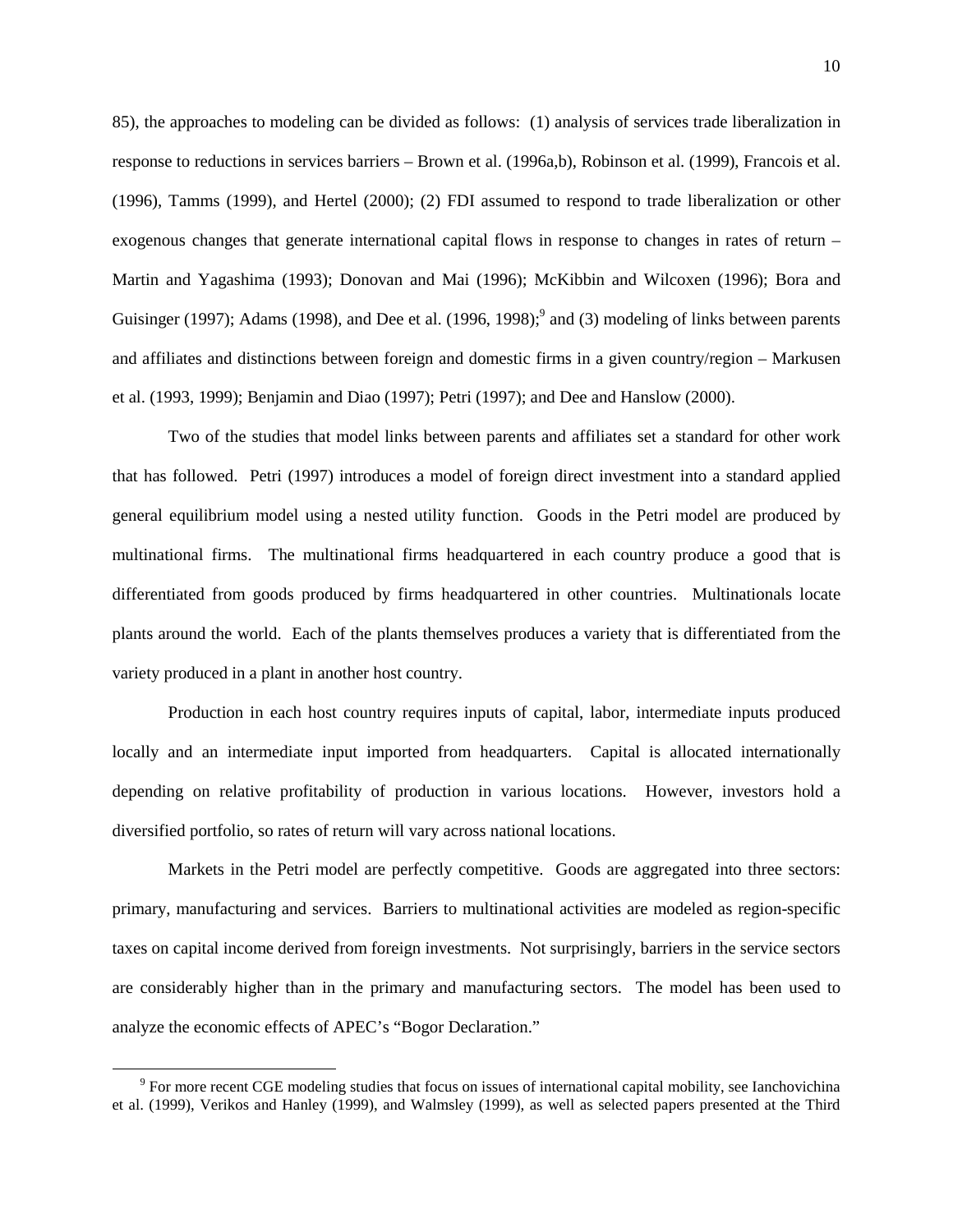85), the approaches to modeling can be divided as follows: (1) analysis of services trade liberalization in response to reductions in services barriers – Brown et al. (1996a,b), Robinson et al. (1999), Francois et al. (1996), Tamms (1999), and Hertel (2000); (2) FDI assumed to respond to trade liberalization or other exogenous changes that generate international capital flows in response to changes in rates of return – Martin and Yagashima (1993); Donovan and Mai (1996); McKibbin and Wilcoxen (1996); Bora and Guisinger (1997); Adams (1998), and Dee et al. (1996, 1998);[9] and (3) modeling of links between parents and affiliates and distinctions between foreign and domestic firms in a given country/region – Markusen et al. (1993, 1999); Benjamin and Diao (1997); Petri (1997); and Dee and Hanslow (2000).

Two of the studies that model links between parents and affiliates set a standard for other work that has followed. Petri (1997) introduces a model of foreign direct investment into a standard applied general equilibrium model using a nested utility function. Goods in the Petri model are produced by multinational firms. The multinational firms headquartered in each country produce a good that is differentiated from goods produced by firms headquartered in other countries. Multinationals locate plants around the world. Each of the plants themselves produces a variety that is differentiated from the variety produced in a plant in another host country.

Production in each host country requires inputs of capital, labor, intermediate inputs produced locally and an intermediate input imported from headquarters. Capital is allocated internationally depending on relative profitability of production in various locations. However, investors hold a diversified portfolio, so rates of return will vary across national locations.

Markets in the Petri model are perfectly competitive. Goods are aggregated into three sectors: primary, manufacturing and services. Barriers to multinational activities are modeled as region-specific taxes on capital income derived from foreign investments. Not surprisingly, barriers in the service sectors are considerably higher than in the primary and manufacturing sectors. The model has been used to analyze the economic effects of APEC's "Bogor Declaration."

[9] For more recent CGE modeling studies that focus on issues of international capital mobility, see Ianchovichina et al. (1999), Verikos and Hanley (1999), and Walmsley (1999), as well as selected papers presented at the Third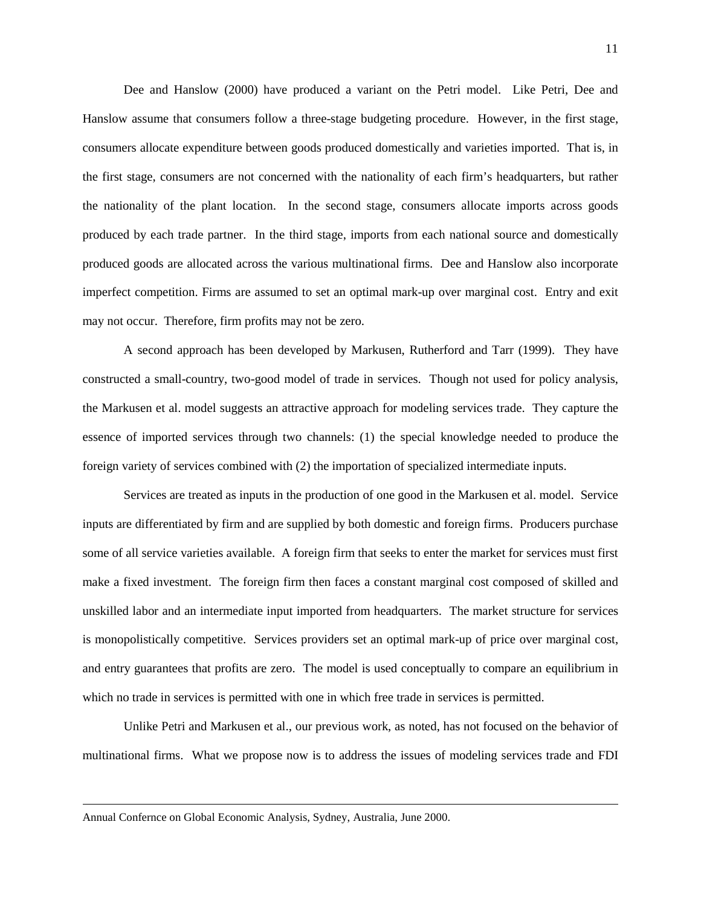Dee and Hanslow (2000) have produced a variant on the Petri model. Like Petri, Dee and Hanslow assume that consumers follow a three-stage budgeting procedure. However, in the first stage, consumers allocate expenditure between goods produced domestically and varieties imported. That is, in the first stage, consumers are not concerned with the nationality of each firm's headquarters, but rather the nationality of the plant location. In the second stage, consumers allocate imports across goods produced by each trade partner. In the third stage, imports from each national source and domestically produced goods are allocated across the various multinational firms. Dee and Hanslow also incorporate imperfect competition. Firms are assumed to set an optimal mark-up over marginal cost. Entry and exit may not occur. Therefore, firm profits may not be zero.

A second approach has been developed by Markusen, Rutherford and Tarr (1999). They have constructed a small-country, two-good model of trade in services. Though not used for policy analysis, the Markusen et al. model suggests an attractive approach for modeling services trade. They capture the essence of imported services through two channels: (1) the special knowledge needed to produce the foreign variety of services combined with (2) the importation of specialized intermediate inputs.

Services are treated as inputs in the production of one good in the Markusen et al. model. Service inputs are differentiated by firm and are supplied by both domestic and foreign firms. Producers purchase some of all service varieties available. A foreign firm that seeks to enter the market for services must first make a fixed investment. The foreign firm then faces a constant marginal cost composed of skilled and unskilled labor and an intermediate input imported from headquarters. The market structure for services is monopolistically competitive. Services providers set an optimal mark-up of price over marginal cost, and entry guarantees that profits are zero. The model is used conceptually to compare an equilibrium in which no trade in services is permitted with one in which free trade in services is permitted.

Unlike Petri and Markusen et al., our previous work, as noted, has not focused on the behavior of multinational firms. What we propose now is to address the issues of modeling services trade and FDI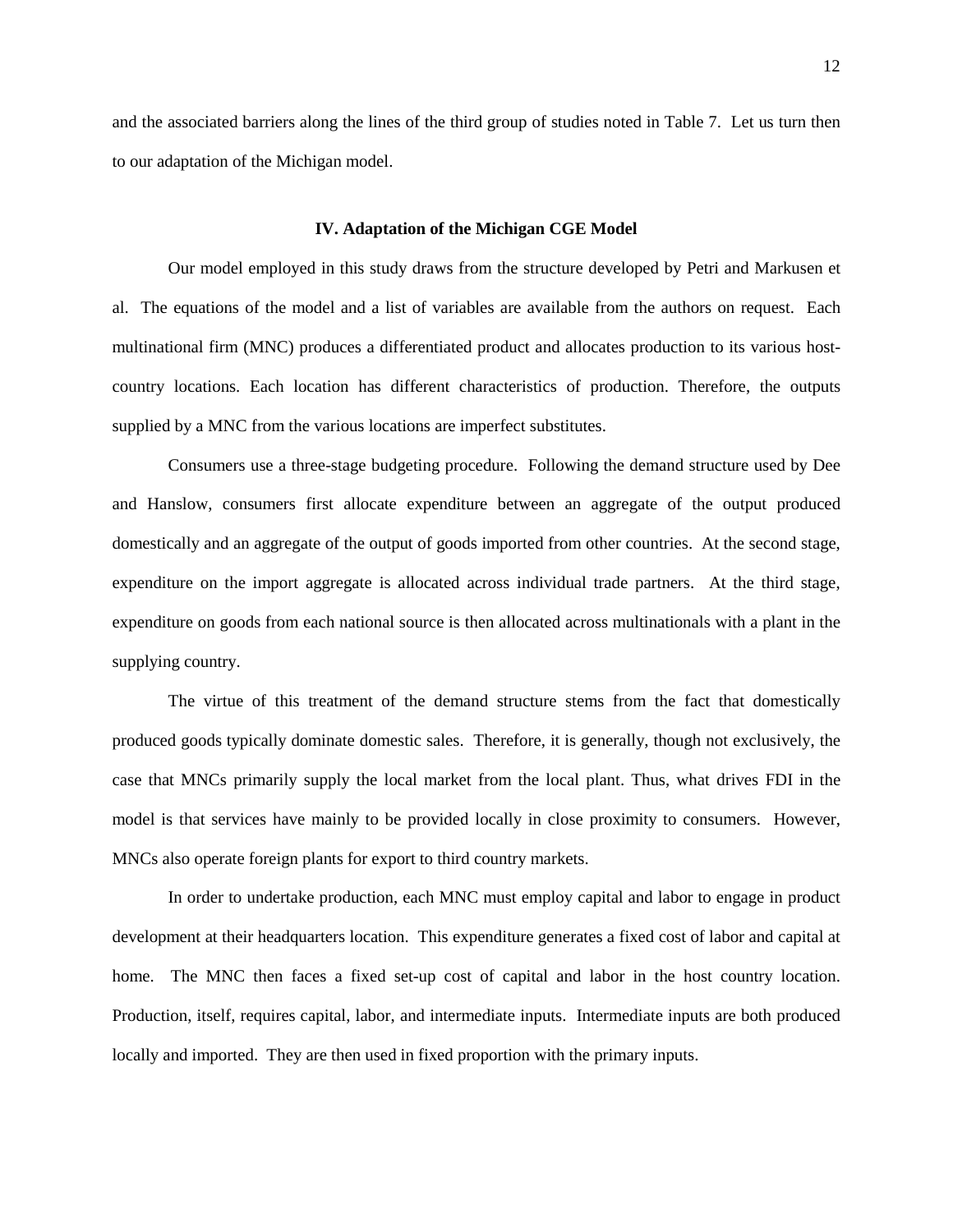and the associated barriers along the lines of the third group of studies noted in Table 7. Let us turn then to our adaptation of the Michigan model.

## IV. Adaptation of the Michigan CGE Model

Our model employed in this study draws from the structure developed by Petri and Markusen et al. The equations of the model and a list of variables are available from the authors on request. Each multinational firm (MNC) produces a differentiated product and allocates production to its various host-country locations. Each location has different characteristics of production. Therefore, the outputs supplied by a MNC from the various locations are imperfect substitutes.

Consumers use a three-stage budgeting procedure. Following the demand structure used by Dee and Hanslow, consumers first allocate expenditure between an aggregate of the output produced domestically and an aggregate of the output of goods imported from other countries. At the second stage, expenditure on the import aggregate is allocated across individual trade partners. At the third stage, expenditure on goods from each national source is then allocated across multinationals with a plant in the supplying country.

The virtue of this treatment of the demand structure stems from the fact that domestically produced goods typically dominate domestic sales. Therefore, it is generally, though not exclusively, the case that MNCs primarily supply the local market from the local plant. Thus, what drives FDI in the model is that services have mainly to be provided locally in close proximity to consumers. However, MNCs also operate foreign plants for export to third country markets.

In order to undertake production, each MNC must employ capital and labor to engage in product development at their headquarters location. This expenditure generates a fixed cost of labor and capital at home. The MNC then faces a fixed set-up cost of capital and labor in the host country location. Production, itself, requires capital, labor, and intermediate inputs. Intermediate inputs are both produced locally and imported. They are then used in fixed proportion with the primary inputs.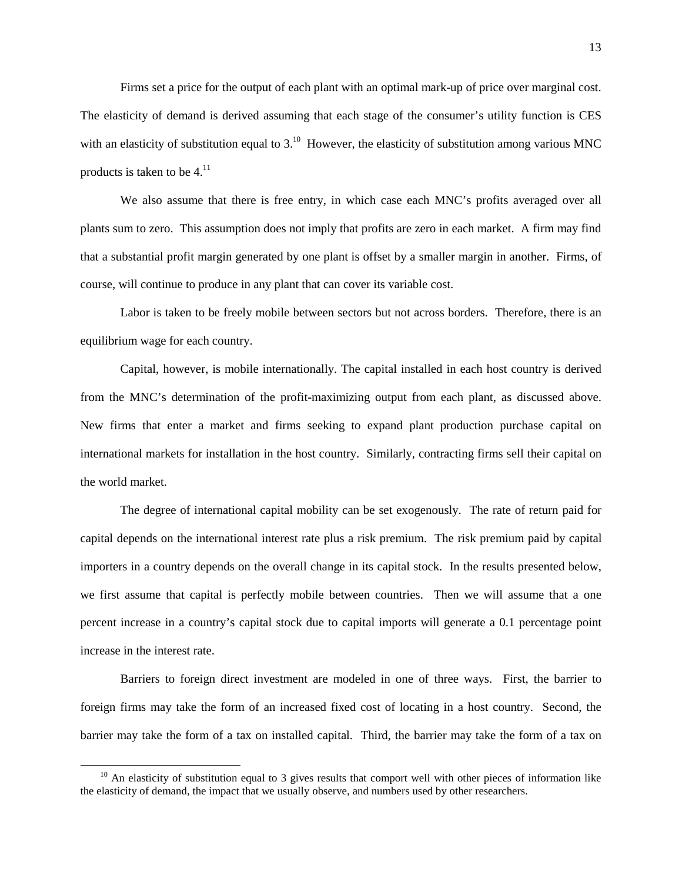Firms set a price for the output of each plant with an optimal mark-up of price over marginal cost. The elasticity of demand is derived assuming that each stage of the consumer's utility function is CES with an elasticity of substitution equal to 3.[10] However, the elasticity of substitution among various MNC products is taken to be 4.[11]

We also assume that there is free entry, in which case each MNC's profits averaged over all plants sum to zero. This assumption does not imply that profits are zero in each market. A firm may find that a substantial profit margin generated by one plant is offset by a smaller margin in another. Firms, of course, will continue to produce in any plant that can cover its variable cost.

Labor is taken to be freely mobile between sectors but not across borders. Therefore, there is an equilibrium wage for each country.

Capital, however, is mobile internationally. The capital installed in each host country is derived from the MNC's determination of the profit-maximizing output from each plant, as discussed above. New firms that enter a market and firms seeking to expand plant production purchase capital on international markets for installation in the host country. Similarly, contracting firms sell their capital on the world market.

The degree of international capital mobility can be set exogenously. The rate of return paid for capital depends on the international interest rate plus a risk premium. The risk premium paid by capital importers in a country depends on the overall change in its capital stock. In the results presented below, we first assume that capital is perfectly mobile between countries. Then we will assume that a one percent increase in a country's capital stock due to capital imports will generate a 0.1 percentage point increase in the interest rate.

Barriers to foreign direct investment are modeled in one of three ways. First, the barrier to foreign firms may take the form of an increased fixed cost of locating in a host country. Second, the barrier may take the form of a tax on installed capital. Third, the barrier may take the form of a tax on

[10] An elasticity of substitution equal to 3 gives results that comport well with other pieces of information like the elasticity of demand, the impact that we usually observe, and numbers used by other researchers.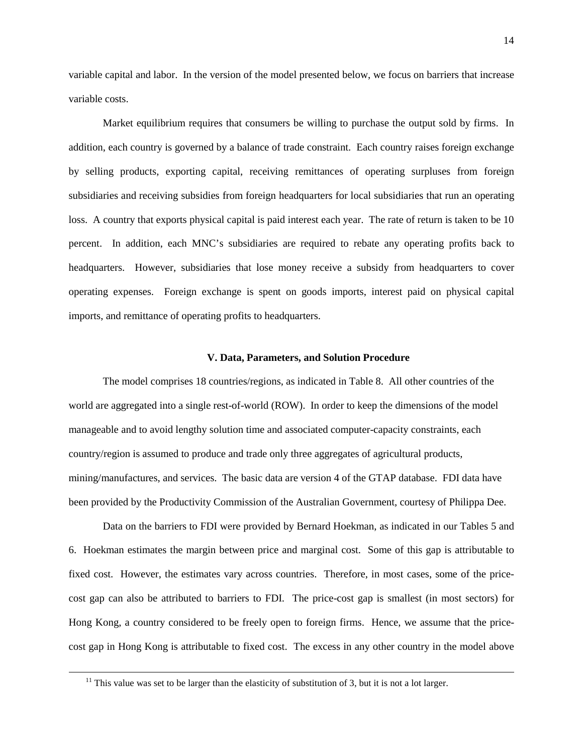variable capital and labor. In the version of the model presented below, we focus on barriers that increase variable costs.

Market equilibrium requires that consumers be willing to purchase the output sold by firms. In addition, each country is governed by a balance of trade constraint. Each country raises foreign exchange by selling products, exporting capital, receiving remittances of operating surpluses from foreign subsidiaries and receiving subsidies from foreign headquarters for local subsidiaries that run an operating loss. A country that exports physical capital is paid interest each year. The rate of return is taken to be 10 percent. In addition, each MNC's subsidiaries are required to rebate any operating profits back to headquarters. However, subsidiaries that lose money receive a subsidy from headquarters to cover operating expenses. Foreign exchange is spent on goods imports, interest paid on physical capital imports, and remittance of operating profits to headquarters.

## V. Data, Parameters, and Solution Procedure

The model comprises 18 countries/regions, as indicated in Table 8. All other countries of the world are aggregated into a single rest-of-world (ROW). In order to keep the dimensions of the model manageable and to avoid lengthy solution time and associated computer-capacity constraints, each country/region is assumed to produce and trade only three aggregates of agricultural products, mining/manufactures, and services. The basic data are version 4 of the GTAP database. FDI data have been provided by the Productivity Commission of the Australian Government, courtesy of Philippa Dee.

Data on the barriers to FDI were provided by Bernard Hoekman, as indicated in our Tables 5 and 6. Hoekman estimates the margin between price and marginal cost. Some of this gap is attributable to fixed cost. However, the estimates vary across countries. Therefore, in most cases, some of the price-cost gap can also be attributed to barriers to FDI. The price-cost gap is smallest (in most sectors) for Hong Kong, a country considered to be freely open to foreign firms. Hence, we assume that the price-cost gap in Hong Kong is attributable to fixed cost. The excess in any other country in the model above

---

[11] This value was set to be larger than the elasticity of substitution of 3, but it is not a lot larger.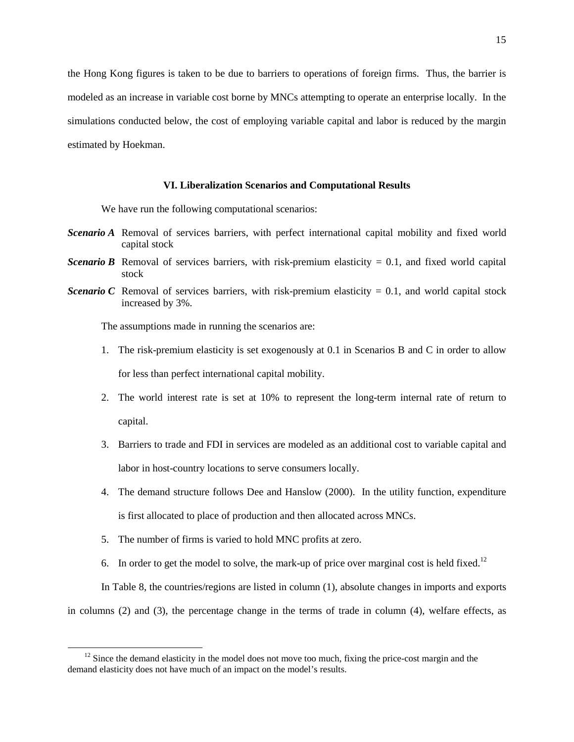the Hong Kong figures is taken to be due to barriers to operations of foreign firms. Thus, the barrier is modeled as an increase in variable cost borne by MNCs attempting to operate an enterprise locally. In the simulations conducted below, the cost of employing variable capital and labor is reduced by the margin estimated by Hoekman.

## VI. Liberalization Scenarios and Computational Results

We have run the following computational scenarios:

***Scenario A*** Removal of services barriers, with perfect international capital mobility and fixed world capital stock

***Scenario B*** Removal of services barriers, with risk-premium elasticity = 0.1, and fixed world capital stock

***Scenario C*** Removal of services barriers, with risk-premium elasticity = 0.1, and world capital stock increased by 3%.

The assumptions made in running the scenarios are:

1. The risk-premium elasticity is set exogenously at 0.1 in Scenarios B and C in order to allow for less than perfect international capital mobility.
2. The world interest rate is set at 10% to represent the long-term internal rate of return to capital.
3. Barriers to trade and FDI in services are modeled as an additional cost to variable capital and labor in host-country locations to serve consumers locally.
4. The demand structure follows Dee and Hanslow (2000). In the utility function, expenditure is first allocated to place of production and then allocated across MNCs.
5. The number of firms is varied to hold MNC profits at zero.
6. In order to get the model to solve, the mark-up of price over marginal cost is held fixed.[12]

In Table 8, the countries/regions are listed in column (1), absolute changes in imports and exports in columns (2) and (3), the percentage change in the terms of trade in column (4), welfare effects, as

[12] Since the demand elasticity in the model does not move too much, fixing the price-cost margin and the demand elasticity does not have much of an impact on the model's results.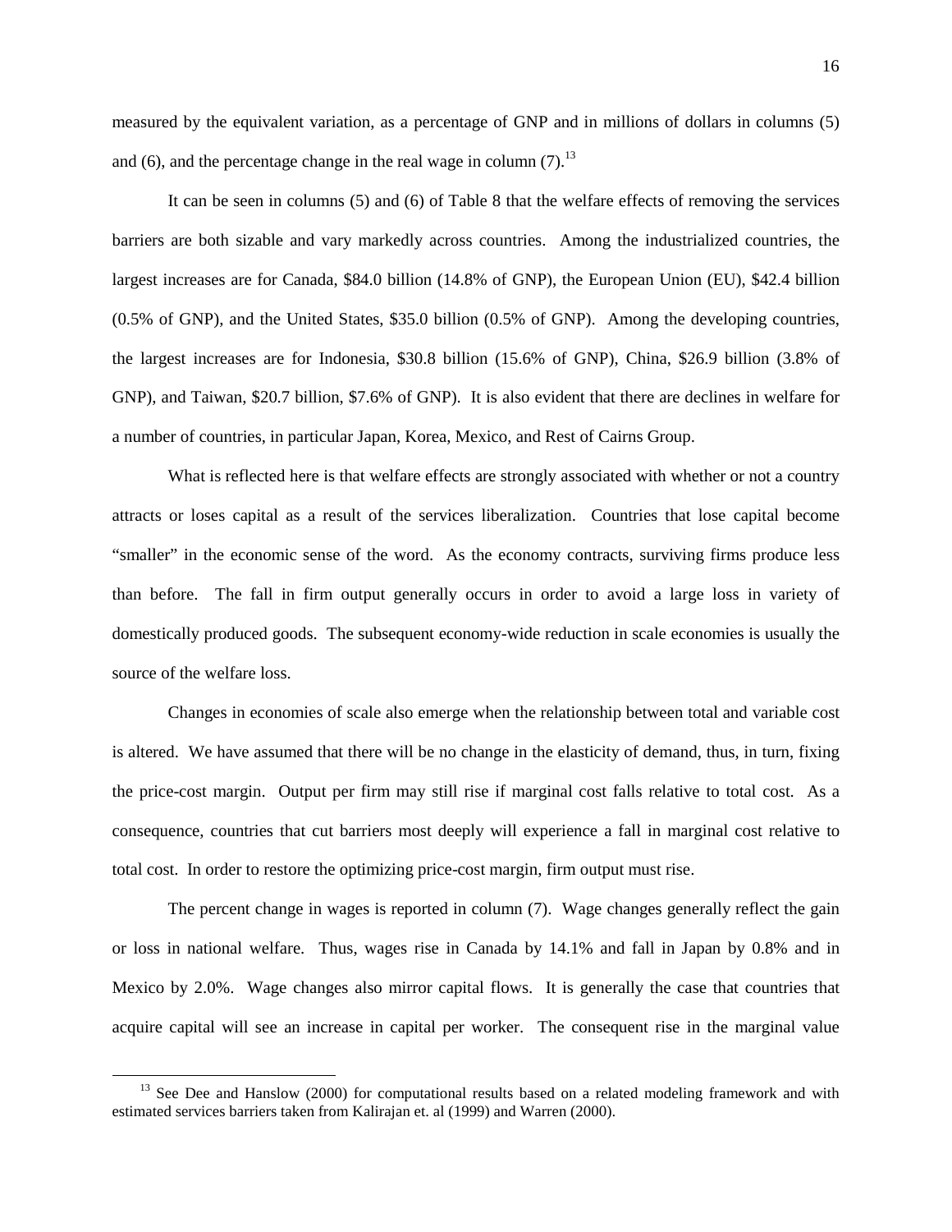measured by the equivalent variation, as a percentage of GNP and in millions of dollars in columns (5) and (6), and the percentage change in the real wage in column (7).[13]

It can be seen in columns (5) and (6) of Table 8 that the welfare effects of removing the services barriers are both sizable and vary markedly across countries. Among the industrialized countries, the largest increases are for Canada, $84.0 billion (14.8% of GNP), the European Union (EU), $42.4 billion (0.5% of GNP), and the United States, $35.0 billion (0.5% of GNP). Among the developing countries, the largest increases are for Indonesia, $30.8 billion (15.6% of GNP), China, $26.9 billion (3.8% of GNP), and Taiwan, $20.7 billion, $7.6% of GNP). It is also evident that there are declines in welfare for a number of countries, in particular Japan, Korea, Mexico, and Rest of Cairns Group.

What is reflected here is that welfare effects are strongly associated with whether or not a country attracts or loses capital as a result of the services liberalization. Countries that lose capital become "smaller" in the economic sense of the word. As the economy contracts, surviving firms produce less than before. The fall in firm output generally occurs in order to avoid a large loss in variety of domestically produced goods. The subsequent economy-wide reduction in scale economies is usually the source of the welfare loss.

Changes in economies of scale also emerge when the relationship between total and variable cost is altered. We have assumed that there will be no change in the elasticity of demand, thus, in turn, fixing the price-cost margin. Output per firm may still rise if marginal cost falls relative to total cost. As a consequence, countries that cut barriers most deeply will experience a fall in marginal cost relative to total cost. In order to restore the optimizing price-cost margin, firm output must rise.

The percent change in wages is reported in column (7). Wage changes generally reflect the gain or loss in national welfare. Thus, wages rise in Canada by 14.1% and fall in Japan by 0.8% and in Mexico by 2.0%. Wage changes also mirror capital flows. It is generally the case that countries that acquire capital will see an increase in capital per worker. The consequent rise in the marginal value

[13] See Dee and Hanslow (2000) for computational results based on a related modeling framework and with estimated services barriers taken from Kalirajan et. al (1999) and Warren (2000).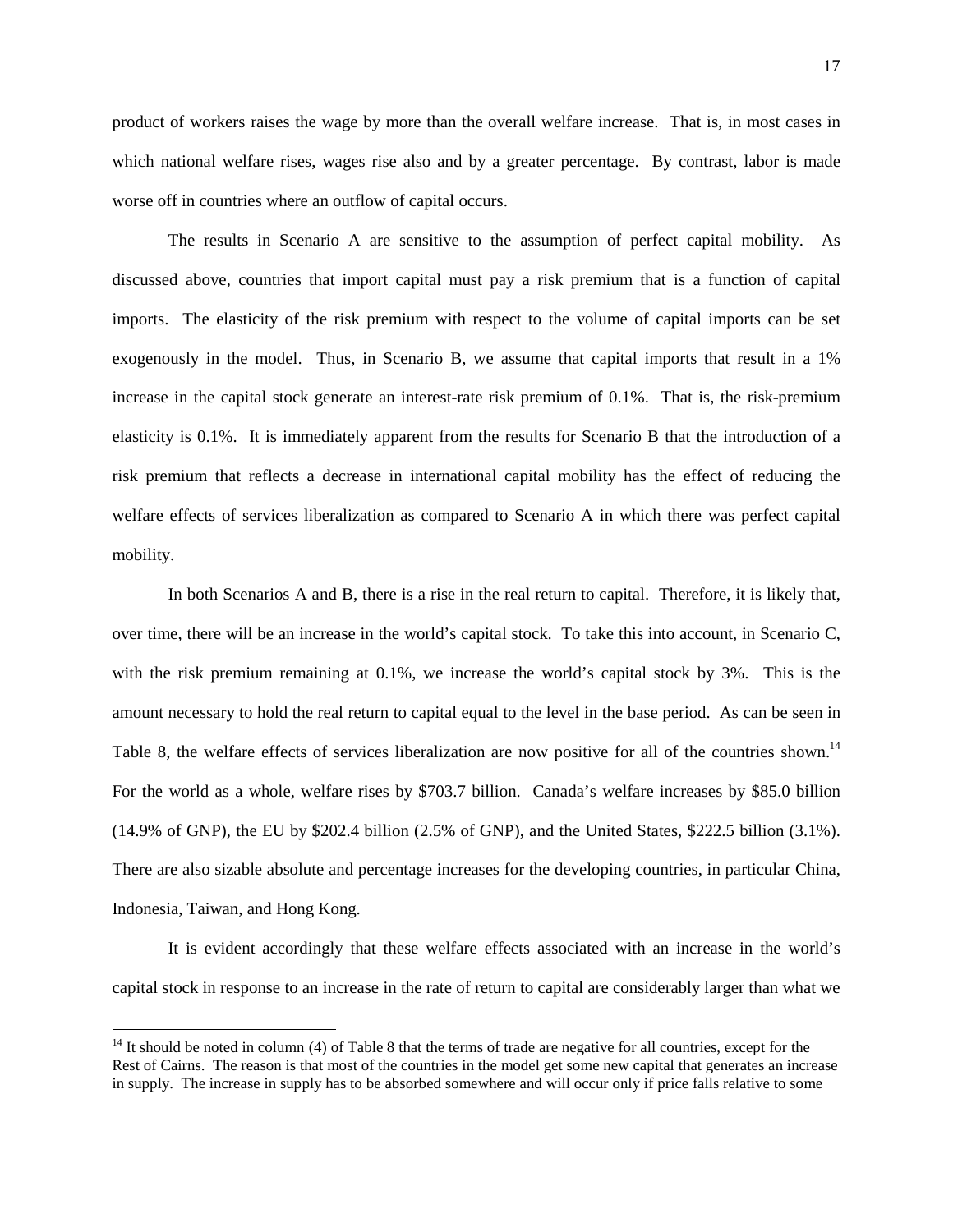product of workers raises the wage by more than the overall welfare increase. That is, in most cases in which national welfare rises, wages rise also and by a greater percentage. By contrast, labor is made worse off in countries where an outflow of capital occurs.

The results in Scenario A are sensitive to the assumption of perfect capital mobility. As discussed above, countries that import capital must pay a risk premium that is a function of capital imports. The elasticity of the risk premium with respect to the volume of capital imports can be set exogenously in the model. Thus, in Scenario B, we assume that capital imports that result in a 1% increase in the capital stock generate an interest-rate risk premium of 0.1%. That is, the risk-premium elasticity is 0.1%. It is immediately apparent from the results for Scenario B that the introduction of a risk premium that reflects a decrease in international capital mobility has the effect of reducing the welfare effects of services liberalization as compared to Scenario A in which there was perfect capital mobility.

In both Scenarios A and B, there is a rise in the real return to capital. Therefore, it is likely that, over time, there will be an increase in the world's capital stock. To take this into account, in Scenario C, with the risk premium remaining at 0.1%, we increase the world's capital stock by 3%. This is the amount necessary to hold the real return to capital equal to the level in the base period. As can be seen in Table 8, the welfare effects of services liberalization are now positive for all of the countries shown.[14] For the world as a whole, welfare rises by $703.7 billion. Canada's welfare increases by $85.0 billion (14.9% of GNP), the EU by $202.4 billion (2.5% of GNP), and the United States, $222.5 billion (3.1%). There are also sizable absolute and percentage increases for the developing countries, in particular China, Indonesia, Taiwan, and Hong Kong.

It is evident accordingly that these welfare effects associated with an increase in the world's capital stock in response to an increase in the rate of return to capital are considerably larger than what we

[14] It should be noted in column (4) of Table 8 that the terms of trade are negative for all countries, except for the Rest of Cairns. The reason is that most of the countries in the model get some new capital that generates an increase in supply. The increase in supply has to be absorbed somewhere and will occur only if price falls relative to some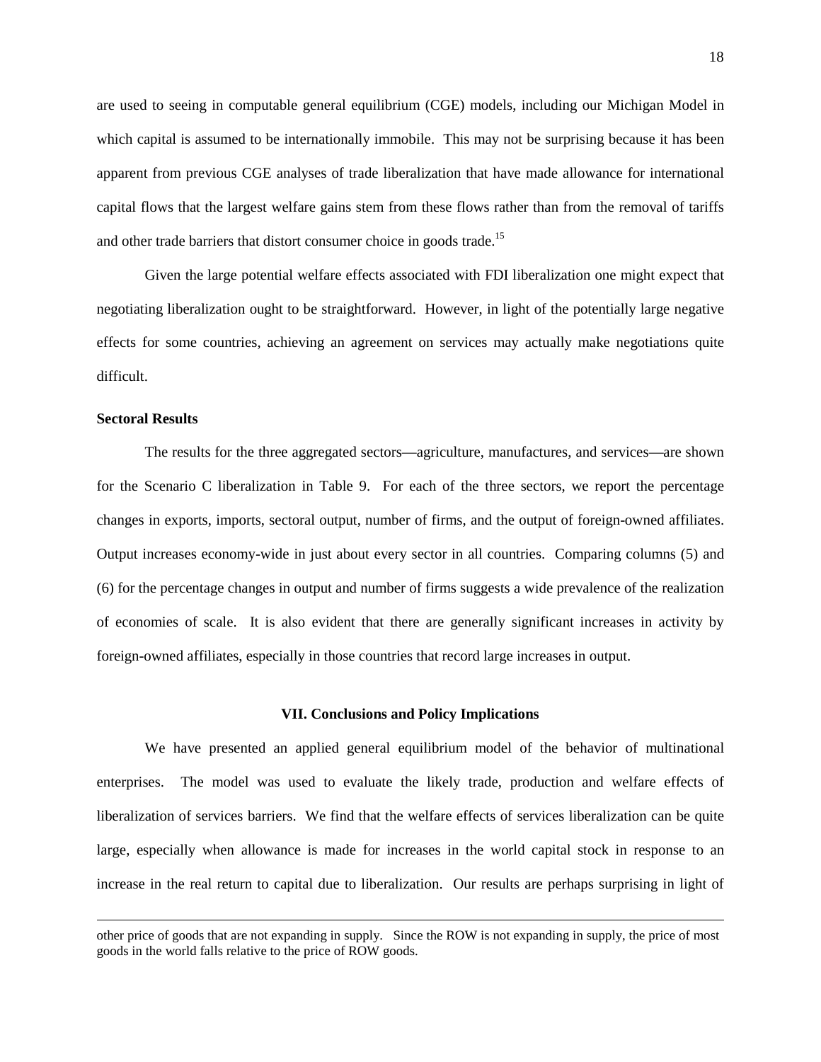are used to seeing in computable general equilibrium (CGE) models, including our Michigan Model in which capital is assumed to be internationally immobile. This may not be surprising because it has been apparent from previous CGE analyses of trade liberalization that have made allowance for international capital flows that the largest welfare gains stem from these flows rather than from the removal of tariffs and other trade barriers that distort consumer choice in goods trade.[15]

Given the large potential welfare effects associated with FDI liberalization one might expect that negotiating liberalization ought to be straightforward. However, in light of the potentially large negative effects for some countries, achieving an agreement on services may actually make negotiations quite difficult.

**Sectoral Results**

The results for the three aggregated sectors—agriculture, manufactures, and services—are shown for the Scenario C liberalization in Table 9. For each of the three sectors, we report the percentage changes in exports, imports, sectoral output, number of firms, and the output of foreign-owned affiliates. Output increases economy-wide in just about every sector in all countries. Comparing columns (5) and (6) for the percentage changes in output and number of firms suggests a wide prevalence of the realization of economies of scale. It is also evident that there are generally significant increases in activity by foreign-owned affiliates, especially in those countries that record large increases in output.

## VII. Conclusions and Policy Implications

We have presented an applied general equilibrium model of the behavior of multinational enterprises. The model was used to evaluate the likely trade, production and welfare effects of liberalization of services barriers. We find that the welfare effects of services liberalization can be quite large, especially when allowance is made for increases in the world capital stock in response to an increase in the real return to capital due to liberalization. Our results are perhaps surprising in light of

---

other price of goods that are not expanding in supply. Since the ROW is not expanding in supply, the price of most goods in the world falls relative to the price of ROW goods.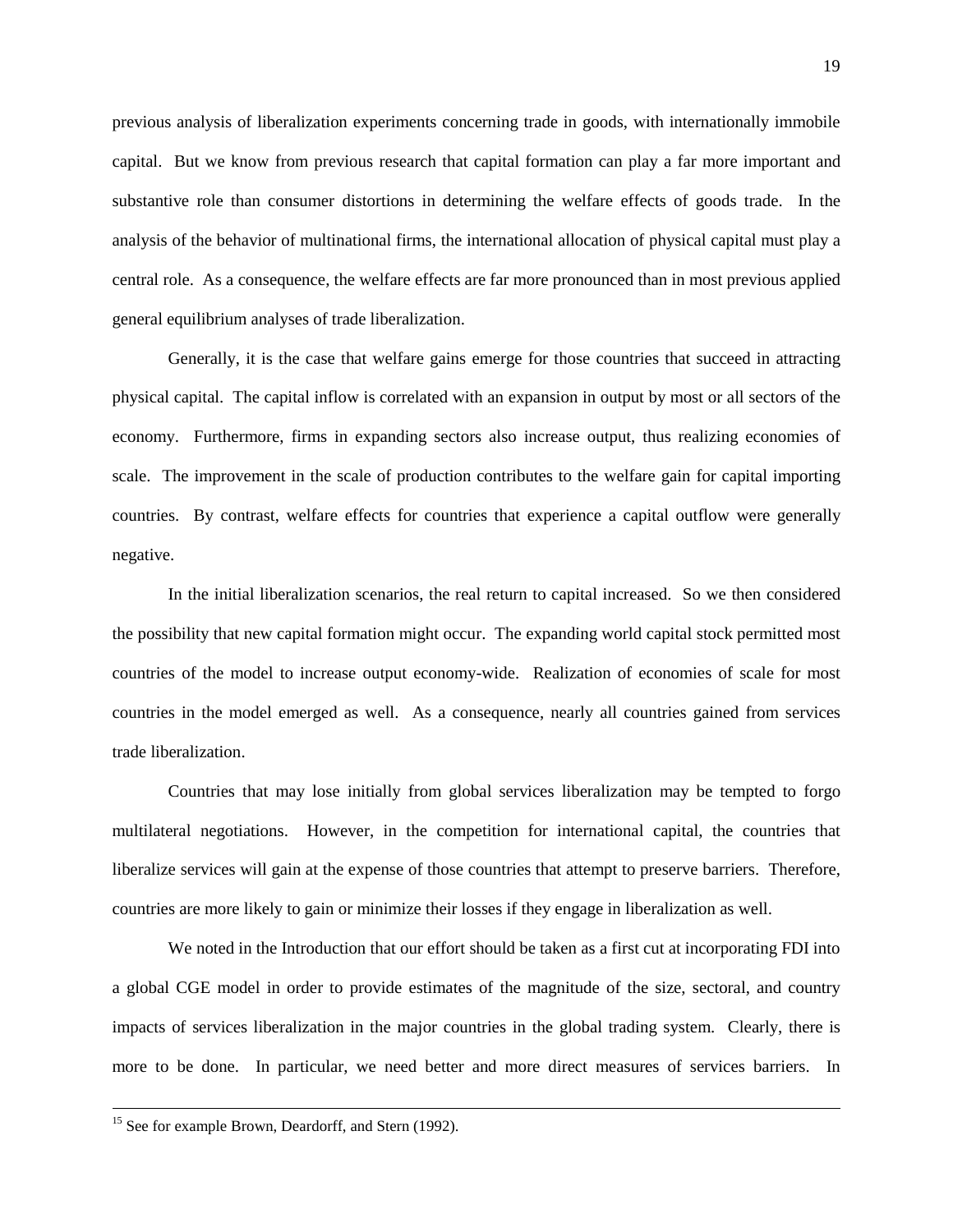previous analysis of liberalization experiments concerning trade in goods, with internationally immobile capital. But we know from previous research that capital formation can play a far more important and substantive role than consumer distortions in determining the welfare effects of goods trade. In the analysis of the behavior of multinational firms, the international allocation of physical capital must play a central role. As a consequence, the welfare effects are far more pronounced than in most previous applied general equilibrium analyses of trade liberalization.

Generally, it is the case that welfare gains emerge for those countries that succeed in attracting physical capital. The capital inflow is correlated with an expansion in output by most or all sectors of the economy. Furthermore, firms in expanding sectors also increase output, thus realizing economies of scale. The improvement in the scale of production contributes to the welfare gain for capital importing countries. By contrast, welfare effects for countries that experience a capital outflow were generally negative.

In the initial liberalization scenarios, the real return to capital increased. So we then considered the possibility that new capital formation might occur. The expanding world capital stock permitted most countries of the model to increase output economy-wide. Realization of economies of scale for most countries in the model emerged as well. As a consequence, nearly all countries gained from services trade liberalization.

Countries that may lose initially from global services liberalization may be tempted to forgo multilateral negotiations. However, in the competition for international capital, the countries that liberalize services will gain at the expense of those countries that attempt to preserve barriers. Therefore, countries are more likely to gain or minimize their losses if they engage in liberalization as well.

We noted in the Introduction that our effort should be taken as a first cut at incorporating FDI into a global CGE model in order to provide estimates of the magnitude of the size, sectoral, and country impacts of services liberalization in the major countries in the global trading system. Clearly, there is more to be done. In particular, we need better and more direct measures of services barriers. In

---

[15] See for example Brown, Deardorff, and Stern (1992).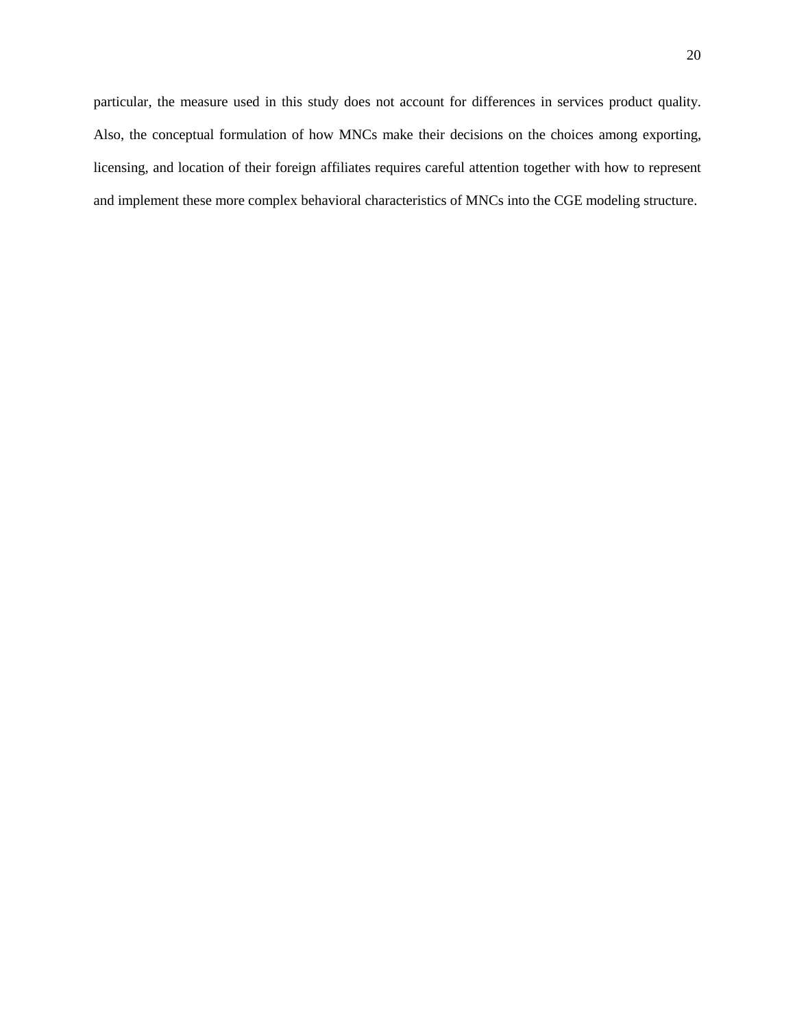particular, the measure used in this study does not account for differences in services product quality. Also, the conceptual formulation of how MNCs make their decisions on the choices among exporting, licensing, and location of their foreign affiliates requires careful attention together with how to represent and implement these more complex behavioral characteristics of MNCs into the CGE modeling structure.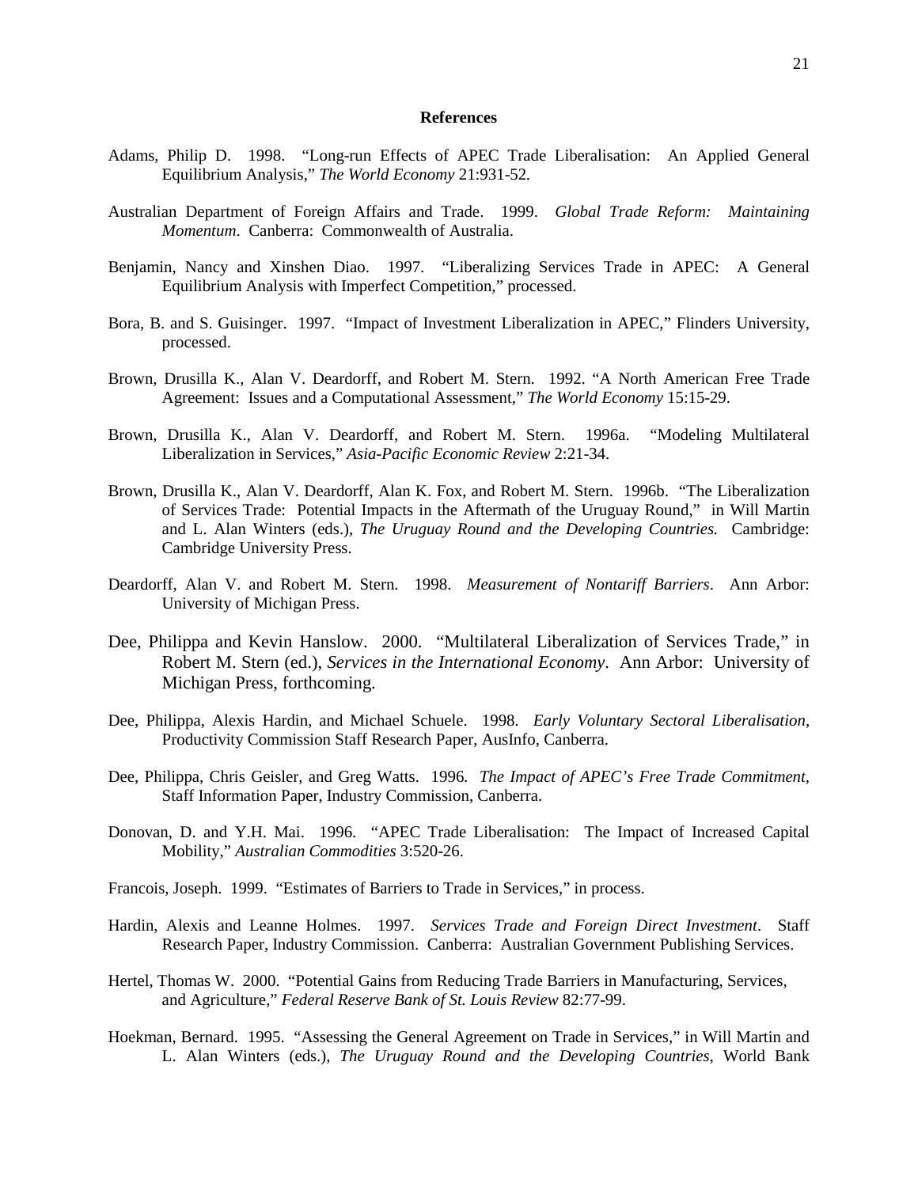## References

Adams, Philip D. 1998. "Long-run Effects of APEC Trade Liberalisation: An Applied General Equilibrium Analysis," *The World Economy* 21:931-52.

Australian Department of Foreign Affairs and Trade. 1999. *Global Trade Reform: Maintaining Momentum*. Canberra: Commonwealth of Australia.

Benjamin, Nancy and Xinshen Diao. 1997. "Liberalizing Services Trade in APEC: A General Equilibrium Analysis with Imperfect Competition," processed.

Bora, B. and S. Guisinger. 1997. "Impact of Investment Liberalization in APEC," Flinders University, processed.

Brown, Drusilla K., Alan V. Deardorff, and Robert M. Stern. 1992. "A North American Free Trade Agreement: Issues and a Computational Assessment," *The World Economy* 15:15-29.

Brown, Drusilla K., Alan V. Deardorff, and Robert M. Stern. 1996a. "Modeling Multilateral Liberalization in Services," *Asia-Pacific Economic Review* 2:21-34.

Brown, Drusilla K., Alan V. Deardorff, Alan K. Fox, and Robert M. Stern. 1996b. "The Liberalization of Services Trade: Potential Impacts in the Aftermath of the Uruguay Round," in Will Martin and L. Alan Winters (eds.), *The Uruguay Round and the Developing Countries.* Cambridge: Cambridge University Press.

Deardorff, Alan V. and Robert M. Stern. 1998. *Measurement of Nontariff Barriers*. Ann Arbor: University of Michigan Press.

Dee, Philippa and Kevin Hanslow. 2000. "Multilateral Liberalization of Services Trade," in Robert M. Stern (ed.), *Services in the International Economy*. Ann Arbor: University of Michigan Press, forthcoming.

Dee, Philippa, Alexis Hardin, and Michael Schuele. 1998. *Early Voluntary Sectoral Liberalisation*, Productivity Commission Staff Research Paper, AusInfo, Canberra.

Dee, Philippa, Chris Geisler, and Greg Watts. 1996. *The Impact of APEC's Free Trade Commitment*, Staff Information Paper, Industry Commission, Canberra.

Donovan, D. and Y.H. Mai. 1996. "APEC Trade Liberalisation: The Impact of Increased Capital Mobility," *Australian Commodities* 3:520-26.

Francois, Joseph. 1999. "Estimates of Barriers to Trade in Services," in process.

Hardin, Alexis and Leanne Holmes. 1997. *Services Trade and Foreign Direct Investment*. Staff Research Paper, Industry Commission. Canberra: Australian Government Publishing Services.

Hertel, Thomas W. 2000. "Potential Gains from Reducing Trade Barriers in Manufacturing, Services, and Agriculture," *Federal Reserve Bank of St. Louis Review* 82:77-99.

Hoekman, Bernard. 1995. "Assessing the General Agreement on Trade in Services," in Will Martin and L. Alan Winters (eds.), *The Uruguay Round and the Developing Countries*, World Bank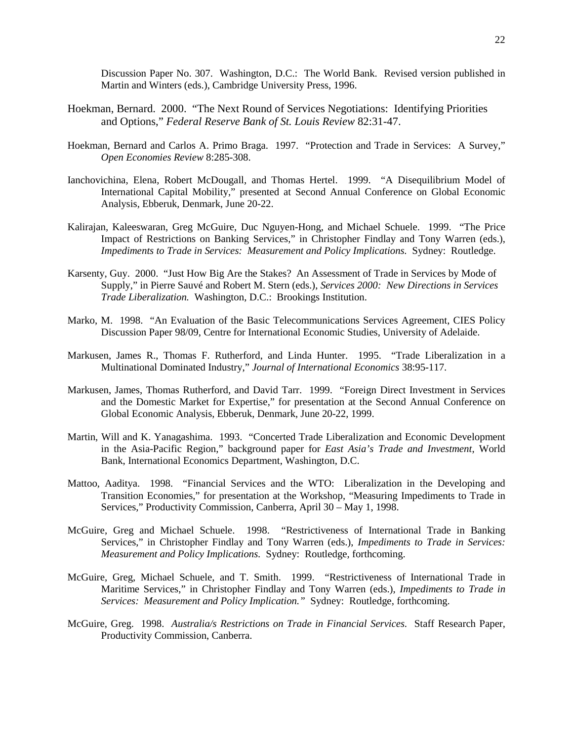Discussion Paper No. 307. Washington, D.C.: The World Bank. Revised version published in Martin and Winters (eds.), Cambridge University Press, 1996.

Hoekman, Bernard. 2000. "The Next Round of Services Negotiations: Identifying Priorities and Options," *Federal Reserve Bank of St. Louis Review* 82:31-47.

Hoekman, Bernard and Carlos A. Primo Braga. 1997. "Protection and Trade in Services: A Survey," *Open Economies Review* 8:285-308.

Ianchovichina, Elena, Robert McDougall, and Thomas Hertel. 1999. "A Disequilibrium Model of International Capital Mobility," presented at Second Annual Conference on Global Economic Analysis, Ebberuk, Denmark, June 20-22.

Kalirajan, Kaleeswaran, Greg McGuire, Duc Nguyen-Hong, and Michael Schuele. 1999. "The Price Impact of Restrictions on Banking Services," in Christopher Findlay and Tony Warren (eds.), *Impediments to Trade in Services: Measurement and Policy Implications.* Sydney: Routledge.

Karsenty, Guy. 2000. "Just How Big Are the Stakes? An Assessment of Trade in Services by Mode of Supply," in Pierre Sauvé and Robert M. Stern (eds.), *Services 2000: New Directions in Services Trade Liberalization.* Washington, D.C.: Brookings Institution.

Marko, M. 1998. "An Evaluation of the Basic Telecommunications Services Agreement, CIES Policy Discussion Paper 98/09, Centre for International Economic Studies, University of Adelaide.

Markusen, James R., Thomas F. Rutherford, and Linda Hunter. 1995. "Trade Liberalization in a Multinational Dominated Industry," *Journal of International Economics* 38:95-117.

Markusen, James, Thomas Rutherford, and David Tarr. 1999. "Foreign Direct Investment in Services and the Domestic Market for Expertise," for presentation at the Second Annual Conference on Global Economic Analysis, Ebberuk, Denmark, June 20-22, 1999.

Martin, Will and K. Yanagashima. 1993. "Concerted Trade Liberalization and Economic Development in the Asia-Pacific Region," background paper for *East Asia's Trade and Investment*, World Bank, International Economics Department, Washington, D.C.

Mattoo, Aaditya. 1998. "Financial Services and the WTO: Liberalization in the Developing and Transition Economies," for presentation at the Workshop, "Measuring Impediments to Trade in Services," Productivity Commission, Canberra, April 30 – May 1, 1998.

McGuire, Greg and Michael Schuele. 1998. "Restrictiveness of International Trade in Banking Services," in Christopher Findlay and Tony Warren (eds.), *Impediments to Trade in Services: Measurement and Policy Implications.* Sydney: Routledge, forthcoming.

McGuire, Greg, Michael Schuele, and T. Smith. 1999. "Restrictiveness of International Trade in Maritime Services," in Christopher Findlay and Tony Warren (eds.), *Impediments to Trade in Services: Measurement and Policy Implication."* Sydney: Routledge, forthcoming.

McGuire, Greg. 1998. *Australia/s Restrictions on Trade in Financial Services.* Staff Research Paper, Productivity Commission, Canberra.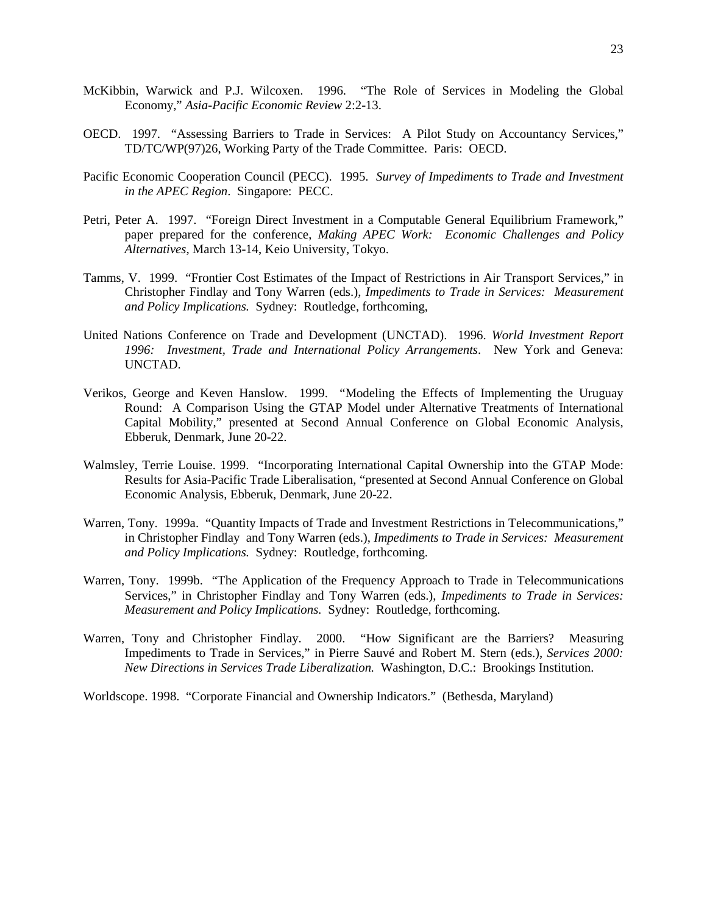McKibbin, Warwick and P.J. Wilcoxen. 1996. "The Role of Services in Modeling the Global Economy," *Asia-Pacific Economic Review* 2:2-13.

OECD. 1997. "Assessing Barriers to Trade in Services: A Pilot Study on Accountancy Services," TD/TC/WP(97)26, Working Party of the Trade Committee. Paris: OECD.

Pacific Economic Cooperation Council (PECC). 1995. *Survey of Impediments to Trade and Investment in the APEC Region*. Singapore: PECC.

Petri, Peter A. 1997. "Foreign Direct Investment in a Computable General Equilibrium Framework," paper prepared for the conference, *Making APEC Work: Economic Challenges and Policy Alternatives*, March 13-14, Keio University, Tokyo.

Tamms, V. 1999. "Frontier Cost Estimates of the Impact of Restrictions in Air Transport Services," in Christopher Findlay and Tony Warren (eds.), *Impediments to Trade in Services: Measurement and Policy Implications.* Sydney: Routledge, forthcoming,

United Nations Conference on Trade and Development (UNCTAD). 1996. *World Investment Report 1996: Investment, Trade and International Policy Arrangements*. New York and Geneva: UNCTAD.

Verikos, George and Keven Hanslow. 1999. "Modeling the Effects of Implementing the Uruguay Round: A Comparison Using the GTAP Model under Alternative Treatments of International Capital Mobility," presented at Second Annual Conference on Global Economic Analysis, Ebberuk, Denmark, June 20-22.

Walmsley, Terrie Louise. 1999. "Incorporating International Capital Ownership into the GTAP Mode: Results for Asia-Pacific Trade Liberalisation, "presented at Second Annual Conference on Global Economic Analysis, Ebberuk, Denmark, June 20-22.

Warren, Tony. 1999a. "Quantity Impacts of Trade and Investment Restrictions in Telecommunications," in Christopher Findlay and Tony Warren (eds.), *Impediments to Trade in Services: Measurement and Policy Implications.* Sydney: Routledge, forthcoming.

Warren, Tony. 1999b. "The Application of the Frequency Approach to Trade in Telecommunications Services," in Christopher Findlay and Tony Warren (eds.), *Impediments to Trade in Services: Measurement and Policy Implications.* Sydney: Routledge, forthcoming.

Warren, Tony and Christopher Findlay. 2000. "How Significant are the Barriers? Measuring Impediments to Trade in Services," in Pierre Sauvé and Robert M. Stern (eds.), *Services 2000: New Directions in Services Trade Liberalization.* Washington, D.C.: Brookings Institution.

Worldscope. 1998. "Corporate Financial and Ownership Indicators." (Bethesda, Maryland)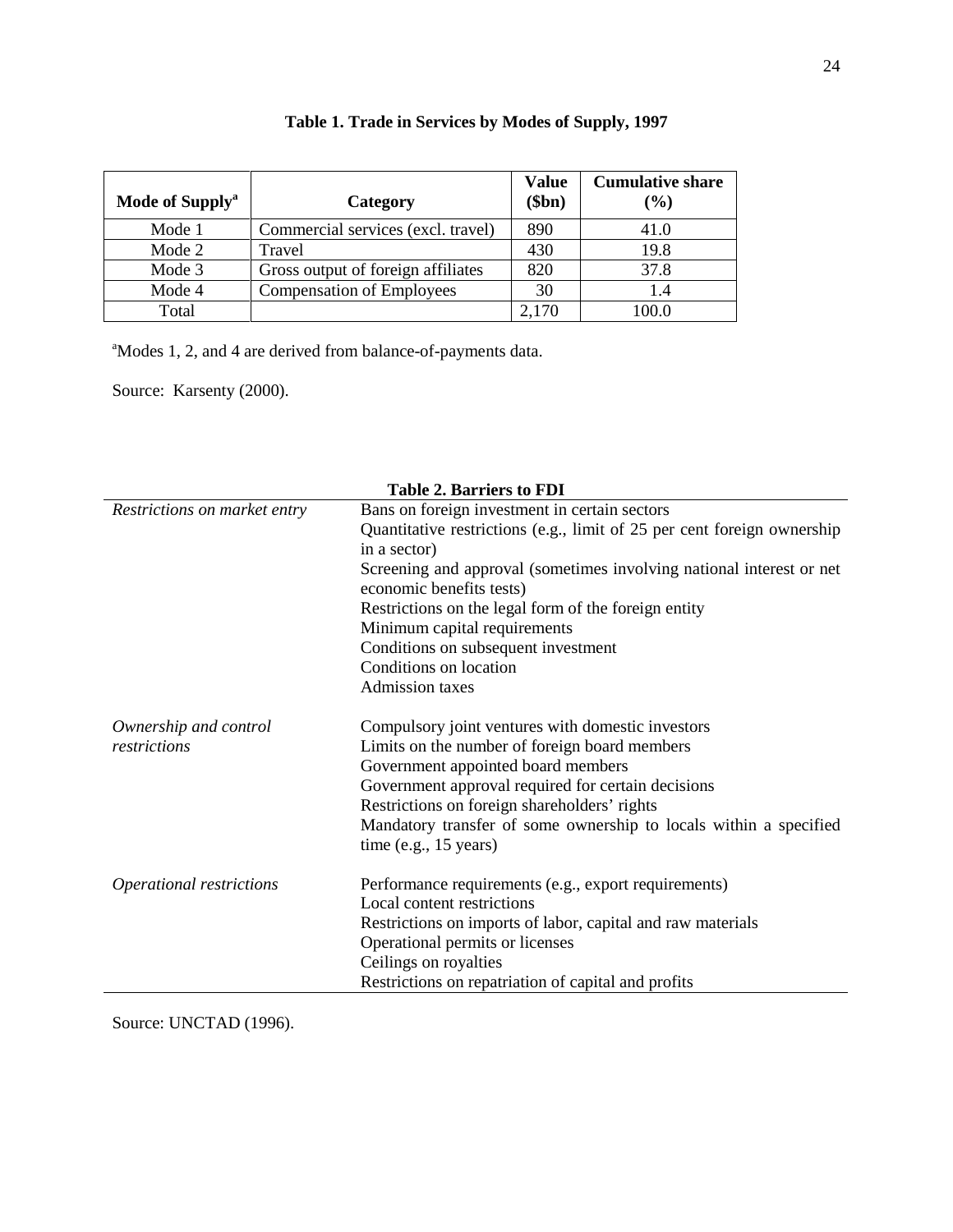**Table 1. Trade in Services by Modes of Supply, 1997**

| Mode of Supply[a] | Category | Value ($bn) | Cumulative share (%) |
|---|---|---|---|
| Mode 1 | Commercial services (excl. travel) | 890 | 41.0 |
| Mode 2 | Travel | 430 | 19.8 |
| Mode 3 | Gross output of foreign affiliates | 820 | 37.8 |
| Mode 4 | Compensation of Employees | 30 | 1.4 |
| Total | | 2,170 | 100.0 |

[a]Modes 1, 2, and 4 are derived from balance-of-payments data.

Source: Karsenty (2000).

**Table 2. Barriers to FDI**

| | |
|---|---|
| *Restrictions on market entry* | Bans on foreign investment in certain sectors |
| | Quantitative restrictions (e.g., limit of 25 per cent foreign ownership in a sector) |
| | Screening and approval (sometimes involving national interest or net economic benefits tests) |
| | Restrictions on the legal form of the foreign entity |
| | Minimum capital requirements |
| | Conditions on subsequent investment |
| | Conditions on location |
| | Admission taxes |
| *Ownership and control restrictions* | Compulsory joint ventures with domestic investors |
| | Limits on the number of foreign board members |
| | Government appointed board members |
| | Government approval required for certain decisions |
| | Restrictions on foreign shareholders' rights |
| | Mandatory transfer of some ownership to locals within a specified time (e.g., 15 years) |
| *Operational restrictions* | Performance requirements (e.g., export requirements) |
| | Local content restrictions |
| | Restrictions on imports of labor, capital and raw materials |
| | Operational permits or licenses |
| | Ceilings on royalties |
| | Restrictions on repatriation of capital and profits |

Source: UNCTAD (1996).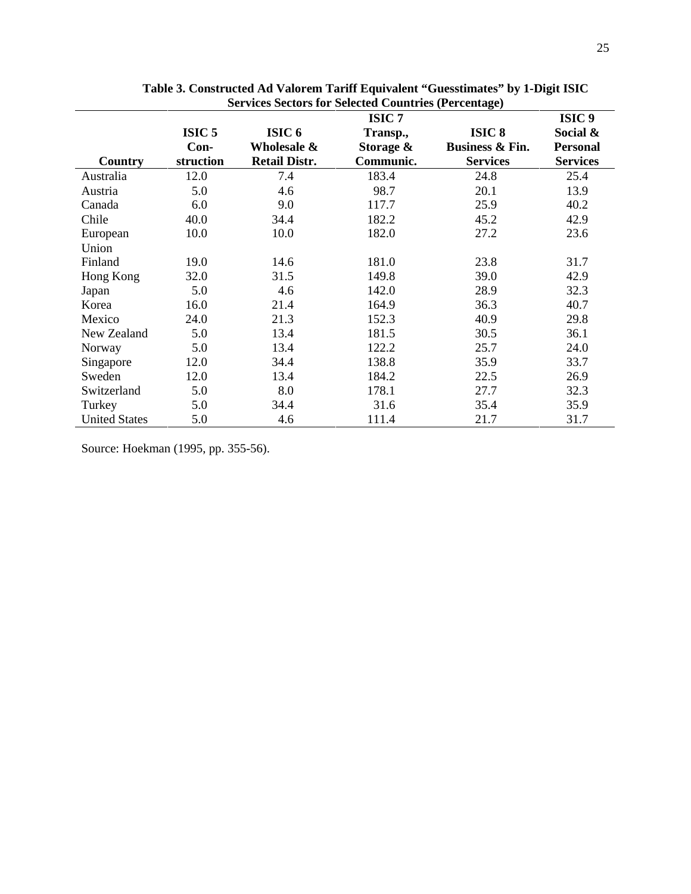**Table 3. Constructed Ad Valorem Tariff Equivalent "Guesstimates" by 1-Digit ISIC Services Sectors for Selected Countries (Percentage)**

| Country | ISIC 5 Con-struction | ISIC 6 Wholesale & Retail Distr. | ISIC 7 Transp., Storage & Communic. | ISIC 8 Business & Fin. Services | ISIC 9 Social & Personal Services |
|---|---|---|---|---|---|
| Australia | 12.0 | 7.4 | 183.4 | 24.8 | 25.4 |
| Austria | 5.0 | 4.6 | 98.7 | 20.1 | 13.9 |
| Canada | 6.0 | 9.0 | 117.7 | 25.9 | 40.2 |
| Chile | 40.0 | 34.4 | 182.2 | 45.2 | 42.9 |
| European Union | 10.0 | 10.0 | 182.0 | 27.2 | 23.6 |
| Finland | 19.0 | 14.6 | 181.0 | 23.8 | 31.7 |
| Hong Kong | 32.0 | 31.5 | 149.8 | 39.0 | 42.9 |
| Japan | 5.0 | 4.6 | 142.0 | 28.9 | 32.3 |
| Korea | 16.0 | 21.4 | 164.9 | 36.3 | 40.7 |
| Mexico | 24.0 | 21.3 | 152.3 | 40.9 | 29.8 |
| New Zealand | 5.0 | 13.4 | 181.5 | 30.5 | 36.1 |
| Norway | 5.0 | 13.4 | 122.2 | 25.7 | 24.0 |
| Singapore | 12.0 | 34.4 | 138.8 | 35.9 | 33.7 |
| Sweden | 12.0 | 13.4 | 184.2 | 22.5 | 26.9 |
| Switzerland | 5.0 | 8.0 | 178.1 | 27.7 | 32.3 |
| Turkey | 5.0 | 34.4 | 31.6 | 35.4 | 35.9 |
| United States | 5.0 | 4.6 | 111.4 | 21.7 | 31.7 |

Source: Hoekman (1995, pp. 355-56).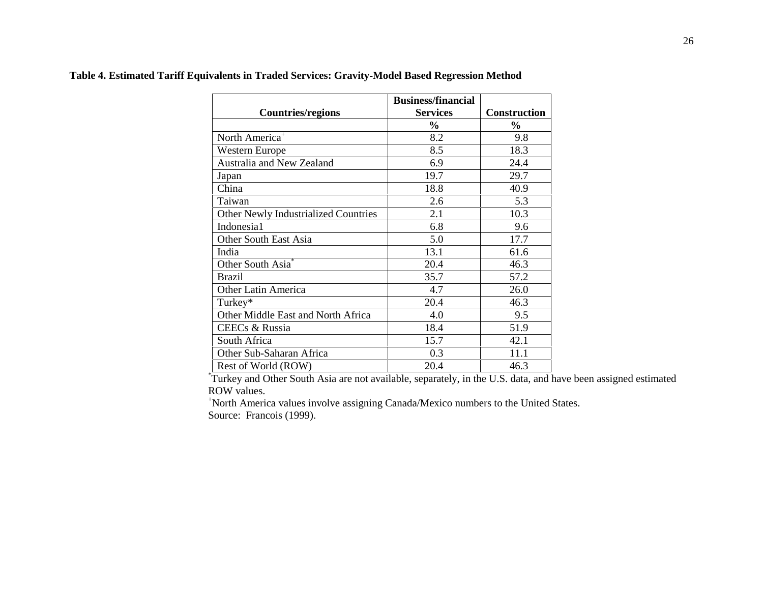**Table 4. Estimated Tariff Equivalents in Traded Services: Gravity-Model Based Regression Method**

| Countries/regions | Business/financial Services | Construction |
|---|---|---|
| | % | % |
| North America[+] | 8.2 | 9.8 |
| Western Europe | 8.5 | 18.3 |
| Australia and New Zealand | 6.9 | 24.4 |
| Japan | 19.7 | 29.7 |
| China | 18.8 | 40.9 |
| Taiwan | 2.6 | 5.3 |
| Other Newly Industrialized Countries | 2.1 | 10.3 |
| Indonesia1 | 6.8 | 9.6 |
| Other South East Asia | 5.0 | 17.7 |
| India | 13.1 | 61.6 |
| Other South Asia[*] | 20.4 | 46.3 |
| Brazil | 35.7 | 57.2 |
| Other Latin America | 4.7 | 26.0 |
| Turkey* | 20.4 | 46.3 |
| Other Middle East and North Africa | 4.0 | 9.5 |
| CEECs & Russia | 18.4 | 51.9 |
| South Africa | 15.7 | 42.1 |
| Other Sub-Saharan Africa | 0.3 | 11.1 |
| Rest of World (ROW) | 20.4 | 46.3 |

[*]Turkey and Other South Asia are not available, separately, in the U.S. data, and have been assigned estimated ROW values.

[+]North America values involve assigning Canada/Mexico numbers to the United States.

Source: Francois (1999).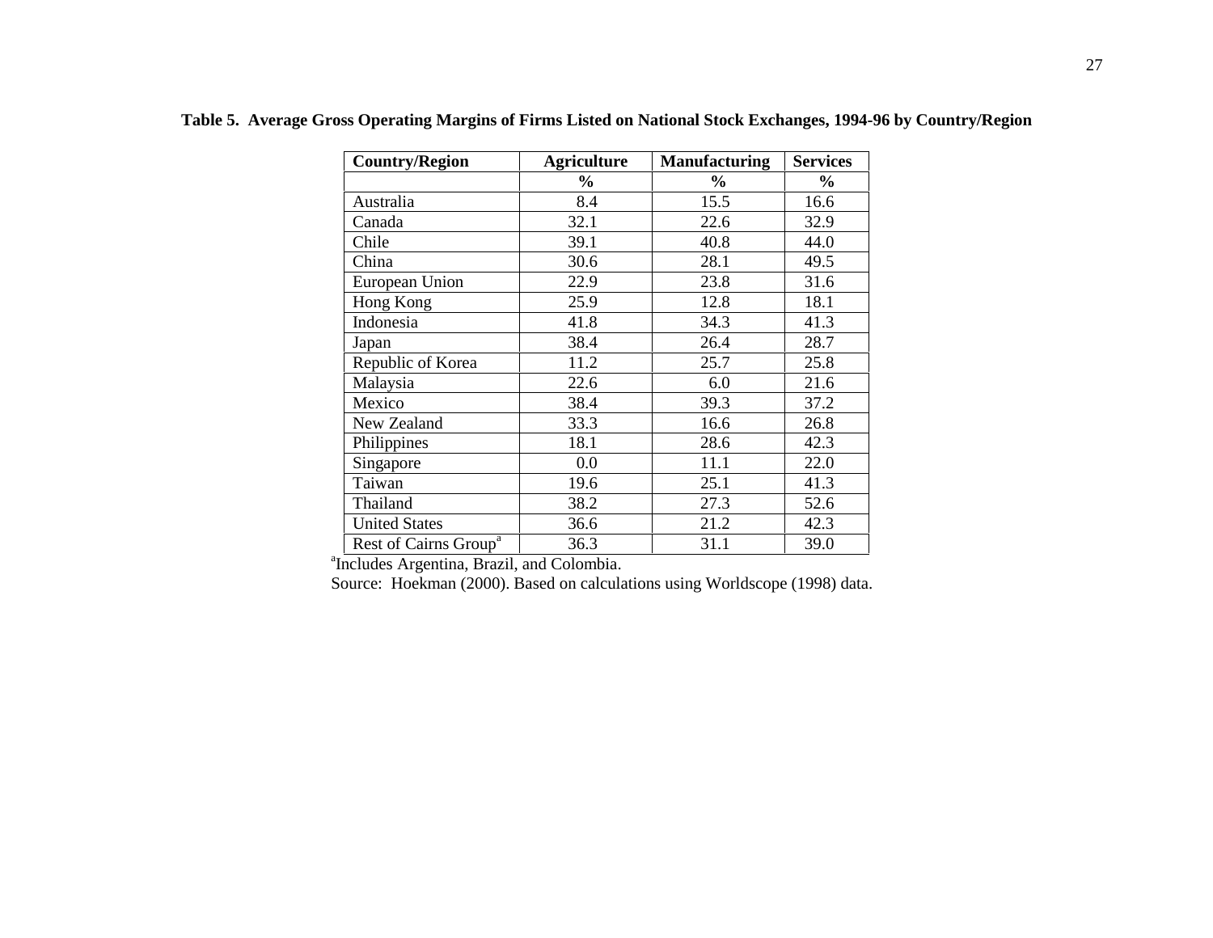**Table 5. Average Gross Operating Margins of Firms Listed on National Stock Exchanges, 1994-96 by Country/Region**

| Country/Region | Agriculture | Manufacturing | Services |
|---|---|---|---|
| | % | % | % |
| Australia | 8.4 | 15.5 | 16.6 |
| Canada | 32.1 | 22.6 | 32.9 |
| Chile | 39.1 | 40.8 | 44.0 |
| China | 30.6 | 28.1 | 49.5 |
| European Union | 22.9 | 23.8 | 31.6 |
| Hong Kong | 25.9 | 12.8 | 18.1 |
| Indonesia | 41.8 | 34.3 | 41.3 |
| Japan | 38.4 | 26.4 | 28.7 |
| Republic of Korea | 11.2 | 25.7 | 25.8 |
| Malaysia | 22.6 | 6.0 | 21.6 |
| Mexico | 38.4 | 39.3 | 37.2 |
| New Zealand | 33.3 | 16.6 | 26.8 |
| Philippines | 18.1 | 28.6 | 42.3 |
| Singapore | 0.0 | 11.1 | 22.0 |
| Taiwan | 19.6 | 25.1 | 41.3 |
| Thailand | 38.2 | 27.3 | 52.6 |
| United States | 36.6 | 21.2 | 42.3 |
| Rest of Cairns Group[a] | 36.3 | 31.1 | 39.0 |

[a]Includes Argentina, Brazil, and Colombia.

Source: Hoekman (2000). Based on calculations using Worldscope (1998) data.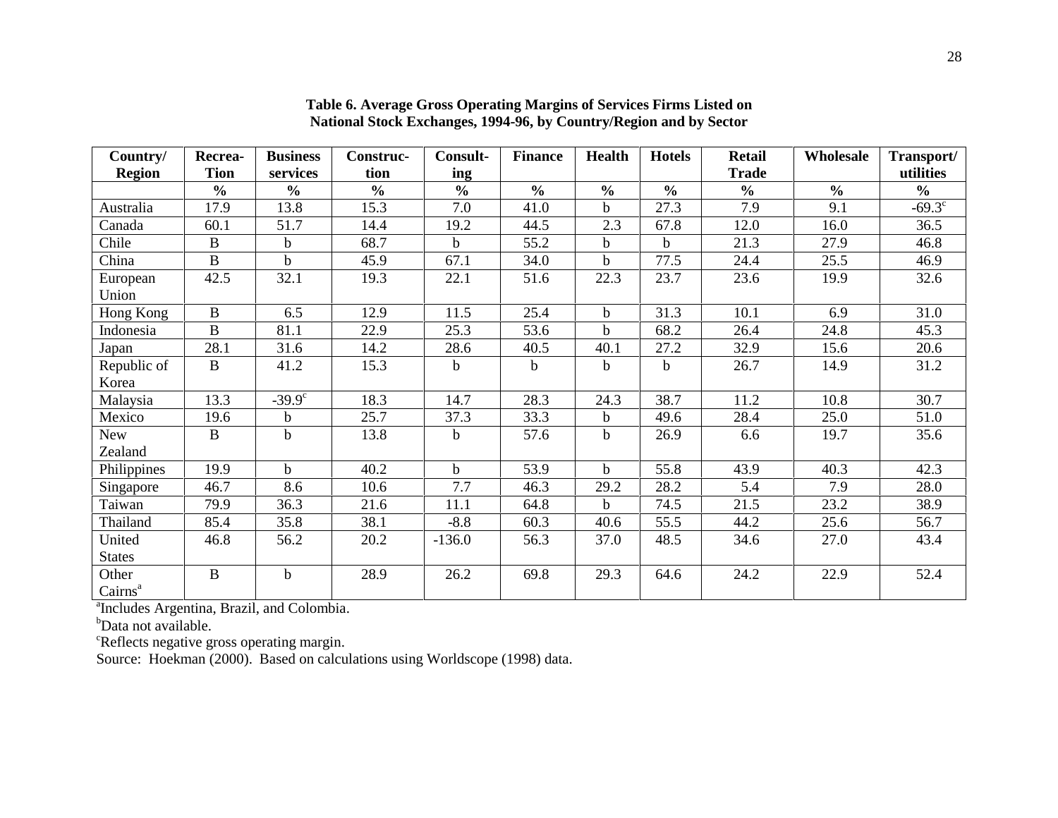**Table 6. Average Gross Operating Margins of Services Firms Listed on National Stock Exchanges, 1994-96, by Country/Region and by Sector**

| Country/ Region | Recrea-Tion | Business services | Construc-tion | Consult-ing | Finance | Health | Hotels | Retail Trade | Wholesale | Transport/ utilities |
|---|---|---|---|---|---|---|---|---|---|---|
| | % | % | % | % | % | % | % | % | % | % |
| Australia | 17.9 | 13.8 | 15.3 | 7.0 | 41.0 | b | 27.3 | 7.9 | 9.1 | -69.3[c] |
| Canada | 60.1 | 51.7 | 14.4 | 19.2 | 44.5 | 2.3 | 67.8 | 12.0 | 16.0 | 36.5 |
| Chile | B | b | 68.7 | b | 55.2 | b | b | 21.3 | 27.9 | 46.8 |
| China | B | b | 45.9 | 67.1 | 34.0 | b | 77.5 | 24.4 | 25.5 | 46.9 |
| European Union | 42.5 | 32.1 | 19.3 | 22.1 | 51.6 | 22.3 | 23.7 | 23.6 | 19.9 | 32.6 |
| Hong Kong | B | 6.5 | 12.9 | 11.5 | 25.4 | b | 31.3 | 10.1 | 6.9 | 31.0 |
| Indonesia | B | 81.1 | 22.9 | 25.3 | 53.6 | b | 68.2 | 26.4 | 24.8 | 45.3 |
| Japan | 28.1 | 31.6 | 14.2 | 28.6 | 40.5 | 40.1 | 27.2 | 32.9 | 15.6 | 20.6 |
| Republic of Korea | B | 41.2 | 15.3 | b | b | b | b | 26.7 | 14.9 | 31.2 |
| Malaysia | 13.3 | -39.9[c] | 18.3 | 14.7 | 28.3 | 24.3 | 38.7 | 11.2 | 10.8 | 30.7 |
| Mexico | 19.6 | b | 25.7 | 37.3 | 33.3 | b | 49.6 | 28.4 | 25.0 | 51.0 |
| New Zealand | B | b | 13.8 | b | 57.6 | b | 26.9 | 6.6 | 19.7 | 35.6 |
| Philippines | 19.9 | b | 40.2 | b | 53.9 | b | 55.8 | 43.9 | 40.3 | 42.3 |
| Singapore | 46.7 | 8.6 | 10.6 | 7.7 | 46.3 | 29.2 | 28.2 | 5.4 | 7.9 | 28.0 |
| Taiwan | 79.9 | 36.3 | 21.6 | 11.1 | 64.8 | b | 74.5 | 21.5 | 23.2 | 38.9 |
| Thailand | 85.4 | 35.8 | 38.1 | -8.8 | 60.3 | 40.6 | 55.5 | 44.2 | 25.6 | 56.7 |
| United States | 46.8 | 56.2 | 20.2 | -136.0 | 56.3 | 37.0 | 48.5 | 34.6 | 27.0 | 43.4 |
| Other Cairns[a] | B | b | 28.9 | 26.2 | 69.8 | 29.3 | 64.6 | 24.2 | 22.9 | 52.4 |

[a]Includes Argentina, Brazil, and Colombia.
[b]Data not available.
[c]Reflects negative gross operating margin.
Source: Hoekman (2000). Based on calculations using Worldscope (1998) data.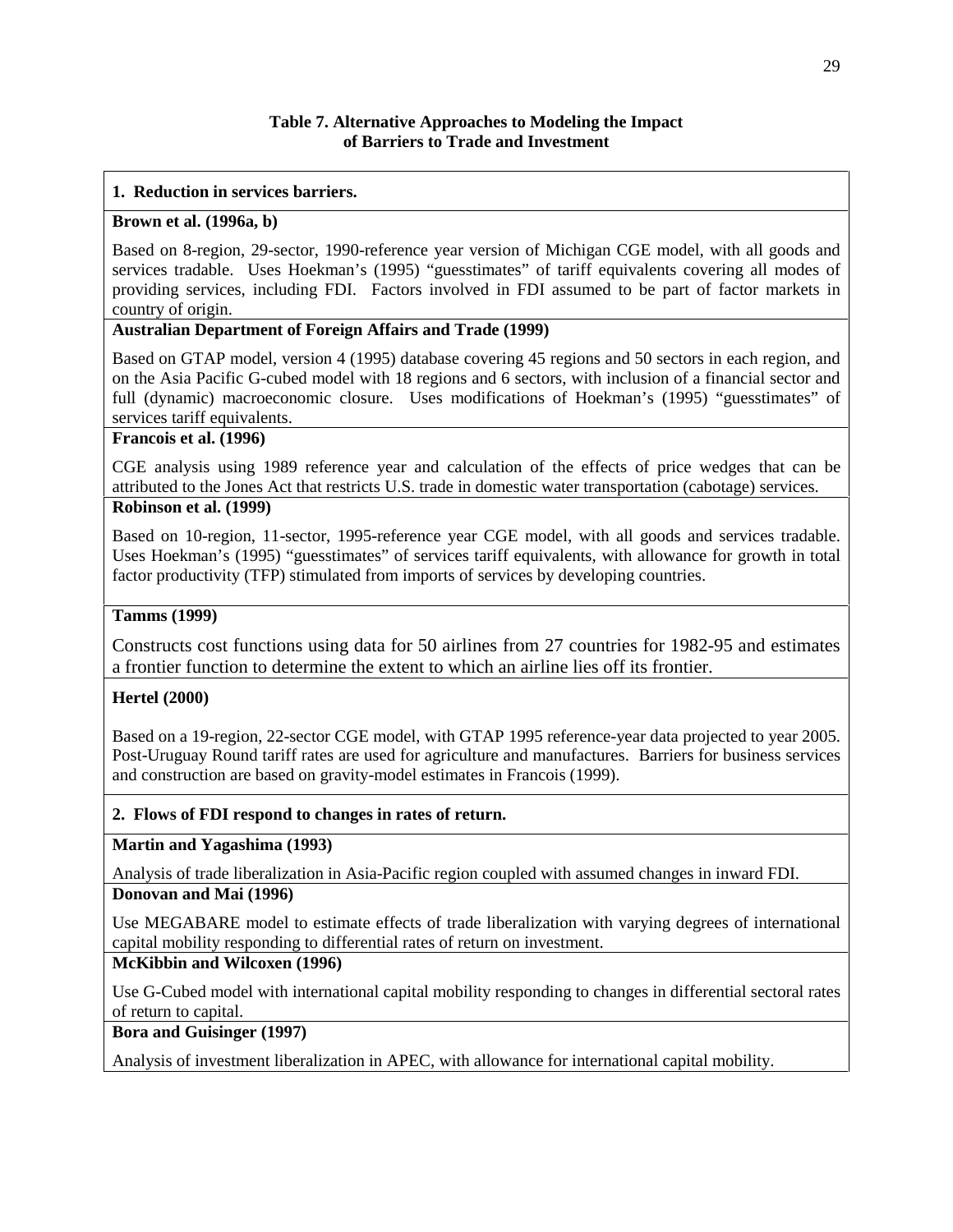**Table 7. Alternative Approaches to Modeling the Impact of Barriers to Trade and Investment**

| **1. Reduction in services barriers.** |
|---|
| **Brown et al. (1996a, b)** |
| Based on 8-region, 29-sector, 1990-reference year version of Michigan CGE model, with all goods and services tradable. Uses Hoekman's (1995) "guesstimates" of tariff equivalents covering all modes of providing services, including FDI. Factors involved in FDI assumed to be part of factor markets in country of origin. |
| **Australian Department of Foreign Affairs and Trade (1999)** |
| Based on GTAP model, version 4 (1995) database covering 45 regions and 50 sectors in each region, and on the Asia Pacific G-cubed model with 18 regions and 6 sectors, with inclusion of a financial sector and full (dynamic) macroeconomic closure. Uses modifications of Hoekman's (1995) "guesstimates" of services tariff equivalents. |
| **Francois et al. (1996)** |
| CGE analysis using 1989 reference year and calculation of the effects of price wedges that can be attributed to the Jones Act that restricts U.S. trade in domestic water transportation (cabotage) services. |
| **Robinson et al. (1999)** |
| Based on 10-region, 11-sector, 1995-reference year CGE model, with all goods and services tradable. Uses Hoekman's (1995) "guesstimates" of services tariff equivalents, with allowance for growth in total factor productivity (TFP) stimulated from imports of services by developing countries. |
| **Tamms (1999)** |
| Constructs cost functions using data for 50 airlines from 27 countries for 1982-95 and estimates a frontier function to determine the extent to which an airline lies off its frontier. |
| **Hertel (2000)** |
| Based on a 19-region, 22-sector CGE model, with GTAP 1995 reference-year data projected to year 2005. Post-Uruguay Round tariff rates are used for agriculture and manufactures. Barriers for business services and construction are based on gravity-model estimates in Francois (1999). |
| **2. Flows of FDI respond to changes in rates of return.** |
| **Martin and Yagashima (1993)** |
| Analysis of trade liberalization in Asia-Pacific region coupled with assumed changes in inward FDI. |
| **Donovan and Mai (1996)** |
| Use MEGABARE model to estimate effects of trade liberalization with varying degrees of international capital mobility responding to differential rates of return on investment. |
| **McKibbin and Wilcoxen (1996)** |
| Use G-Cubed model with international capital mobility responding to changes in differential sectoral rates of return to capital. |
| **Bora and Guisinger (1997)** |
| Analysis of investment liberalization in APEC, with allowance for international capital mobility. |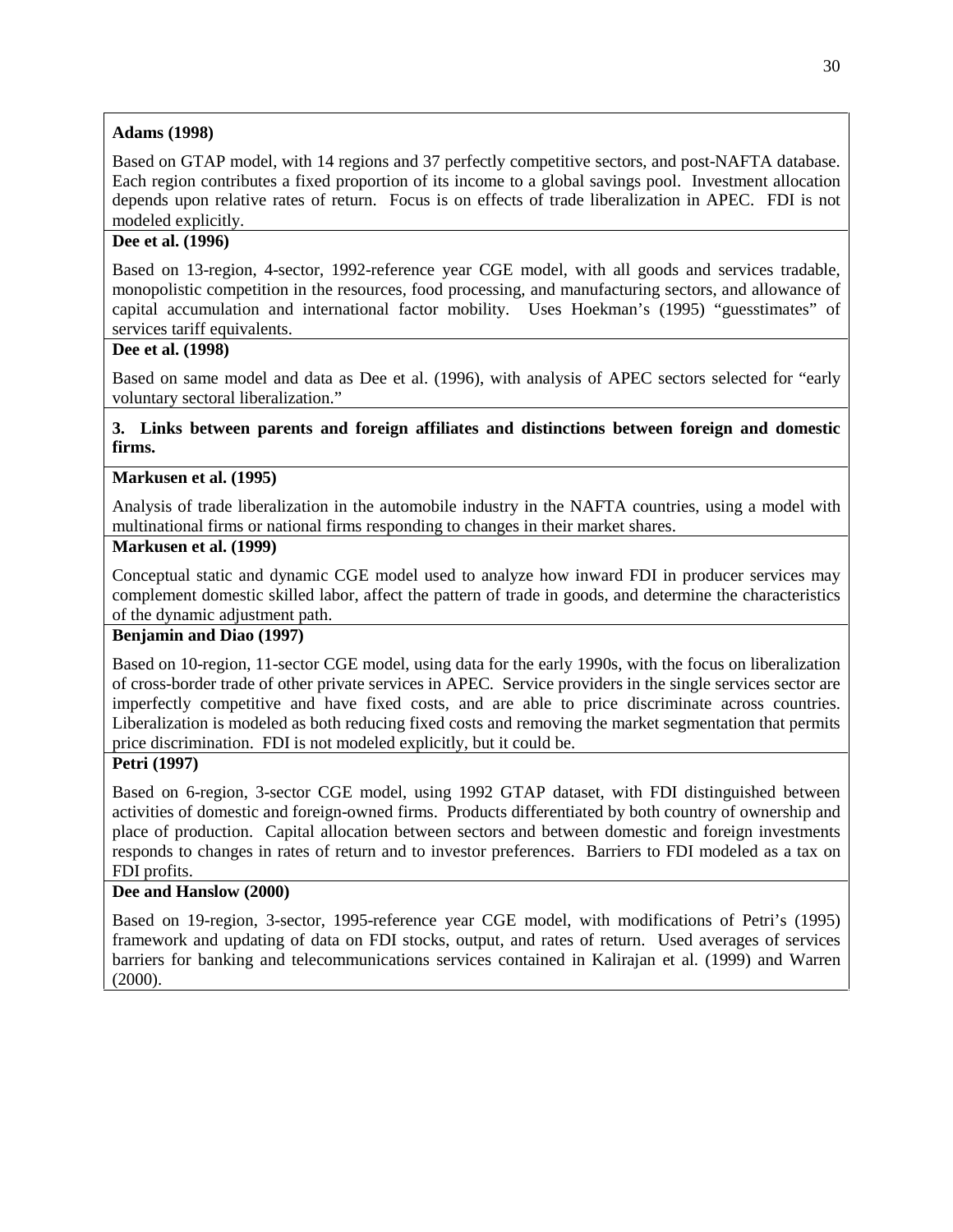**Adams (1998)**

Based on GTAP model, with 14 regions and 37 perfectly competitive sectors, and post-NAFTA database. Each region contributes a fixed proportion of its income to a global savings pool. Investment allocation depends upon relative rates of return. Focus is on effects of trade liberalization in APEC. FDI is not modeled explicitly.

**Dee et al. (1996)**

Based on 13-region, 4-sector, 1992-reference year CGE model, with all goods and services tradable, monopolistic competition in the resources, food processing, and manufacturing sectors, and allowance of capital accumulation and international factor mobility. Uses Hoekman's (1995) "guesstimates" of services tariff equivalents.

**Dee et al. (1998)**

Based on same model and data as Dee et al. (1996), with analysis of APEC sectors selected for "early voluntary sectoral liberalization."

**3. Links between parents and foreign affiliates and distinctions between foreign and domestic firms.**

**Markusen et al. (1995)**

Analysis of trade liberalization in the automobile industry in the NAFTA countries, using a model with multinational firms or national firms responding to changes in their market shares.

**Markusen et al. (1999)**

Conceptual static and dynamic CGE model used to analyze how inward FDI in producer services may complement domestic skilled labor, affect the pattern of trade in goods, and determine the characteristics of the dynamic adjustment path.

**Benjamin and Diao (1997)**

Based on 10-region, 11-sector CGE model, using data for the early 1990s, with the focus on liberalization of cross-border trade of other private services in APEC. Service providers in the single services sector are imperfectly competitive and have fixed costs, and are able to price discriminate across countries. Liberalization is modeled as both reducing fixed costs and removing the market segmentation that permits price discrimination. FDI is not modeled explicitly, but it could be.

**Petri (1997)**

Based on 6-region, 3-sector CGE model, using 1992 GTAP dataset, with FDI distinguished between activities of domestic and foreign-owned firms. Products differentiated by both country of ownership and place of production. Capital allocation between sectors and between domestic and foreign investments responds to changes in rates of return and to investor preferences. Barriers to FDI modeled as a tax on FDI profits.

**Dee and Hanslow (2000)**

Based on 19-region, 3-sector, 1995-reference year CGE model, with modifications of Petri's (1995) framework and updating of data on FDI stocks, output, and rates of return. Used averages of services barriers for banking and telecommunications services contained in Kalirajan et al. (1999) and Warren (2000).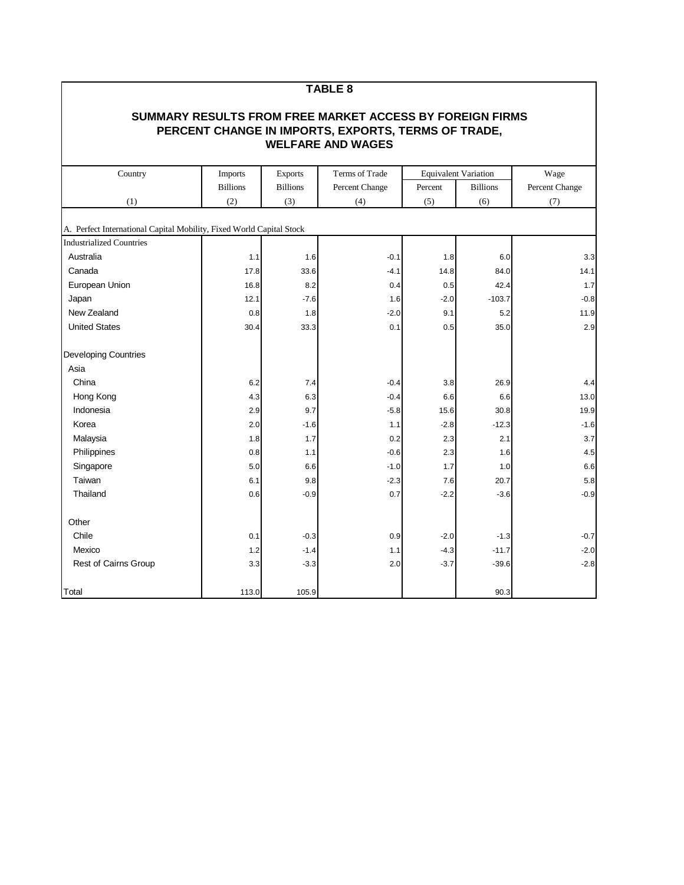# TABLE 8

## SUMMARY RESULTS FROM FREE MARKET ACCESS BY FOREIGN FIRMS PERCENT CHANGE IN IMPORTS, EXPORTS, TERMS OF TRADE, WELFARE AND WAGES

| Country | Imports | Exports | Terms of Trade | Equivalent Variation | | Wage |
|---|---|---|---|---|---|---|
| | Billions | Billions | Percent Change | Percent | Billions | Percent Change |
| (1) | (2) | (3) | (4) | (5) | (6) | (7) |
| A. Perfect International Capital Mobility, Fixed World Capital Stock | | | | | | |
| Industrialized Countries | | | | | | |
| Australia | 1.1 | 1.6 | -0.1 | 1.8 | 6.0 | 3.3 |
| Canada | 17.8 | 33.6 | -4.1 | 14.8 | 84.0 | 14.1 |
| European Union | 16.8 | 8.2 | 0.4 | 0.5 | 42.4 | 1.7 |
| Japan | 12.1 | -7.6 | 1.6 | -2.0 | -103.7 | -0.8 |
| New Zealand | 0.8 | 1.8 | -2.0 | 9.1 | 5.2 | 11.9 |
| United States | 30.4 | 33.3 | 0.1 | 0.5 | 35.0 | 2.9 |
| Developing Countries | | | | | | |
| Asia | | | | | | |
| China | 6.2 | 7.4 | -0.4 | 3.8 | 26.9 | 4.4 |
| Hong Kong | 4.3 | 6.3 | -0.4 | 6.6 | 6.6 | 13.0 |
| Indonesia | 2.9 | 9.7 | -5.8 | 15.6 | 30.8 | 19.9 |
| Korea | 2.0 | -1.6 | 1.1 | -2.8 | -12.3 | -1.6 |
| Malaysia | 1.8 | 1.7 | 0.2 | 2.3 | 2.1 | 3.7 |
| Philippines | 0.8 | 1.1 | -0.6 | 2.3 | 1.6 | 4.5 |
| Singapore | 5.0 | 6.6 | -1.0 | 1.7 | 1.0 | 6.6 |
| Taiwan | 6.1 | 9.8 | -2.3 | 7.6 | 20.7 | 5.8 |
| Thailand | 0.6 | -0.9 | 0.7 | -2.2 | -3.6 | -0.9 |
| Other | | | | | | |
| Chile | 0.1 | -0.3 | 0.9 | -2.0 | -1.3 | -0.7 |
| Mexico | 1.2 | -1.4 | 1.1 | -4.3 | -11.7 | -2.0 |
| Rest of Cairns Group | 3.3 | -3.3 | 2.0 | -3.7 | -39.6 | -2.8 |
| Total | 113.0 | 105.9 | | | 90.3 | |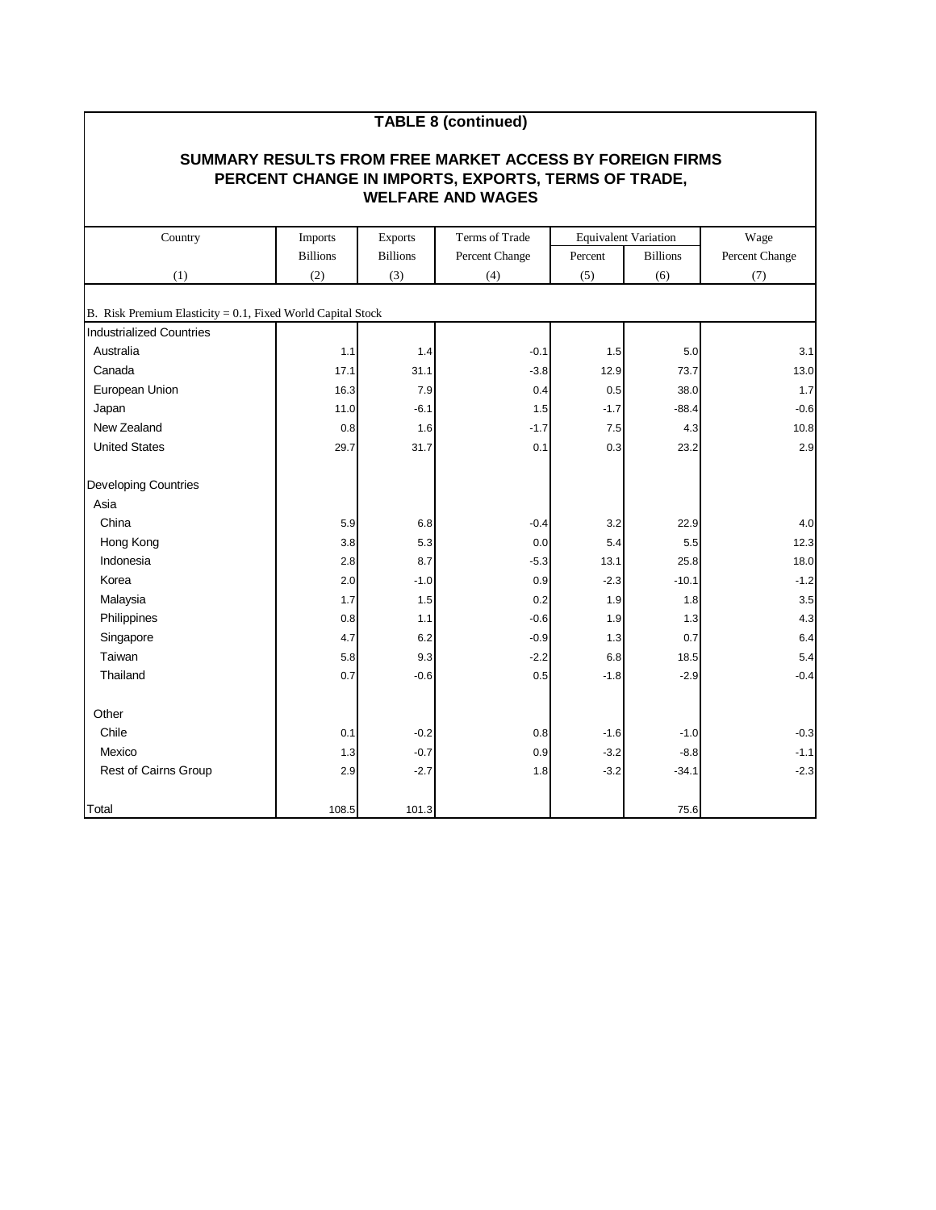**TABLE 8 (continued)**

**SUMMARY RESULTS FROM FREE MARKET ACCESS BY FOREIGN FIRMS PERCENT CHANGE IN IMPORTS, EXPORTS, TERMS OF TRADE, WELFARE AND WAGES**

| Country | Imports | Exports | Terms of Trade | Equivalent Variation | | Wage |
|---|---|---|---|---|---|---|
| | Billions | Billions | Percent Change | Percent | Billions | Percent Change |
| (1) | (2) | (3) | (4) | (5) | (6) | (7) |
| B. Risk Premium Elasticity = 0.1, Fixed World Capital Stock | | | | | | |
| Industrialized Countries | | | | | | |
| Australia | 1.1 | 1.4 | -0.1 | 1.5 | 5.0 | 3.1 |
| Canada | 17.1 | 31.1 | -3.8 | 12.9 | 73.7 | 13.0 |
| European Union | 16.3 | 7.9 | 0.4 | 0.5 | 38.0 | 1.7 |
| Japan | 11.0 | -6.1 | 1.5 | -1.7 | -88.4 | -0.6 |
| New Zealand | 0.8 | 1.6 | -1.7 | 7.5 | 4.3 | 10.8 |
| United States | 29.7 | 31.7 | 0.1 | 0.3 | 23.2 | 2.9 |
| Developing Countries | | | | | | |
| Asia | | | | | | |
| China | 5.9 | 6.8 | -0.4 | 3.2 | 22.9 | 4.0 |
| Hong Kong | 3.8 | 5.3 | 0.0 | 5.4 | 5.5 | 12.3 |
| Indonesia | 2.8 | 8.7 | -5.3 | 13.1 | 25.8 | 18.0 |
| Korea | 2.0 | -1.0 | 0.9 | -2.3 | -10.1 | -1.2 |
| Malaysia | 1.7 | 1.5 | 0.2 | 1.9 | 1.8 | 3.5 |
| Philippines | 0.8 | 1.1 | -0.6 | 1.9 | 1.3 | 4.3 |
| Singapore | 4.7 | 6.2 | -0.9 | 1.3 | 0.7 | 6.4 |
| Taiwan | 5.8 | 9.3 | -2.2 | 6.8 | 18.5 | 5.4 |
| Thailand | 0.7 | -0.6 | 0.5 | -1.8 | -2.9 | -0.4 |
| Other | | | | | | |
| Chile | 0.1 | -0.2 | 0.8 | -1.6 | -1.0 | -0.3 |
| Mexico | 1.3 | -0.7 | 0.9 | -3.2 | -8.8 | -1.1 |
| Rest of Cairns Group | 2.9 | -2.7 | 1.8 | -3.2 | -34.1 | -2.3 |
| Total | 108.5 | 101.3 | | | 75.6 | |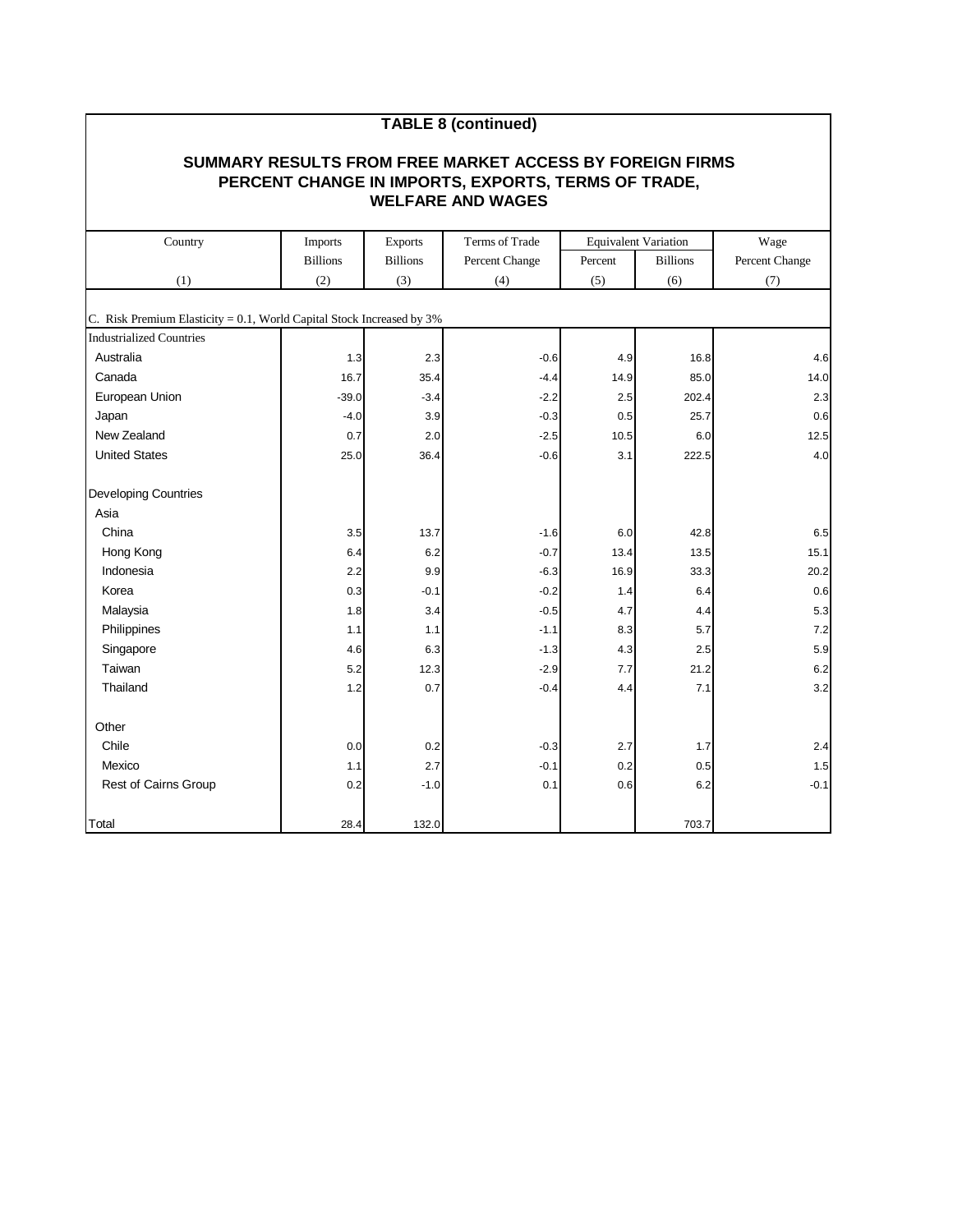## TABLE 8 (continued)

### SUMMARY RESULTS FROM FREE MARKET ACCESS BY FOREIGN FIRMS PERCENT CHANGE IN IMPORTS, EXPORTS, TERMS OF TRADE, WELFARE AND WAGES

| Country | Imports | Exports | Terms of Trade | Equivalent Variation | | Wage |
|---|---|---|---|---|---|---|
| | Billions | Billions | Percent Change | Percent | Billions | Percent Change |
| (1) | (2) | (3) | (4) | (5) | (6) | (7) |
| C. Risk Premium Elasticity = 0.1, World Capital Stock Increased by 3% | | | | | | |
| Industrialized Countries | | | | | | |
| Australia | 1.3 | 2.3 | -0.6 | 4.9 | 16.8 | 4.6 |
| Canada | 16.7 | 35.4 | -4.4 | 14.9 | 85.0 | 14.0 |
| European Union | -39.0 | -3.4 | -2.2 | 2.5 | 202.4 | 2.3 |
| Japan | -4.0 | 3.9 | -0.3 | 0.5 | 25.7 | 0.6 |
| New Zealand | 0.7 | 2.0 | -2.5 | 10.5 | 6.0 | 12.5 |
| United States | 25.0 | 36.4 | -0.6 | 3.1 | 222.5 | 4.0 |
| Developing Countries | | | | | | |
| Asia | | | | | | |
| China | 3.5 | 13.7 | -1.6 | 6.0 | 42.8 | 6.5 |
| Hong Kong | 6.4 | 6.2 | -0.7 | 13.4 | 13.5 | 15.1 |
| Indonesia | 2.2 | 9.9 | -6.3 | 16.9 | 33.3 | 20.2 |
| Korea | 0.3 | -0.1 | -0.2 | 1.4 | 6.4 | 0.6 |
| Malaysia | 1.8 | 3.4 | -0.5 | 4.7 | 4.4 | 5.3 |
| Philippines | 1.1 | 1.1 | -1.1 | 8.3 | 5.7 | 7.2 |
| Singapore | 4.6 | 6.3 | -1.3 | 4.3 | 2.5 | 5.9 |
| Taiwan | 5.2 | 12.3 | -2.9 | 7.7 | 21.2 | 6.2 |
| Thailand | 1.2 | 0.7 | -0.4 | 4.4 | 7.1 | 3.2 |
| Other | | | | | | |
| Chile | 0.0 | 0.2 | -0.3 | 2.7 | 1.7 | 2.4 |
| Mexico | 1.1 | 2.7 | -0.1 | 0.2 | 0.5 | 1.5 |
| Rest of Cairns Group | 0.2 | -1.0 | 0.1 | 0.6 | 6.2 | -0.1 |
| Total | 28.4 | 132.0 | | | 703.7 | |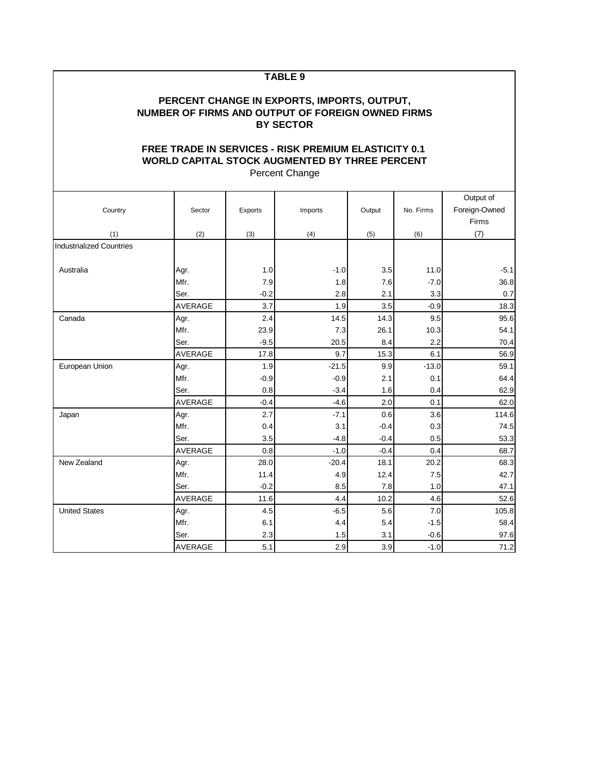**TABLE 9**

**PERCENT CHANGE IN EXPORTS, IMPORTS, OUTPUT, NUMBER OF FIRMS AND OUTPUT OF FOREIGN OWNED FIRMS BY SECTOR**

**FREE TRADE IN SERVICES - RISK PREMIUM ELASTICITY 0.1 WORLD CAPITAL STOCK AUGMENTED BY THREE PERCENT**

Percent Change

| Country | Sector | Exports | Imports | Output | No. Firms | Output of Foreign-Owned Firms |
|---|---|---|---|---|---|---|
| (1) | (2) | (3) | (4) | (5) | (6) | (7) |
| Industrialized Countries | | | | | | |
| Australia | Agr. | 1.0 | -1.0 | 3.5 | 11.0 | -5.1 |
| | Mfr. | 7.9 | 1.8 | 7.6 | -7.0 | 36.8 |
| | Ser. | -0.2 | 2.8 | 2.1 | 3.3 | 0.7 |
| | AVERAGE | 3.7 | 1.9 | 3.5 | -0.9 | 18.3 |
| Canada | Agr. | 2.4 | 14.5 | 14.3 | 9.5 | 95.6 |
| | Mfr. | 23.9 | 7.3 | 26.1 | 10.3 | 54.1 |
| | Ser. | -9.5 | 20.5 | 8.4 | 2.2 | 70.4 |
| | AVERAGE | 17.8 | 9.7 | 15.3 | 6.1 | 56.9 |
| European Union | Agr. | 1.9 | -21.5 | 9.9 | -13.0 | 59.1 |
| | Mfr. | -0.9 | -0.9 | 2.1 | 0.1 | 64.4 |
| | Ser. | 0.8 | -3.4 | 1.6 | 0.4 | 62.9 |
| | AVERAGE | -0.4 | -4.6 | 2.0 | 0.1 | 62.0 |
| Japan | Agr. | 2.7 | -7.1 | 0.6 | 3.6 | 114.6 |
| | Mfr. | 0.4 | 3.1 | -0.4 | 0.3 | 74.5 |
| | Ser. | 3.5 | -4.8 | -0.4 | 0.5 | 53.3 |
| | AVERAGE | 0.8 | -1.0 | -0.4 | 0.4 | 68.7 |
| New Zealand | Agr. | 28.0 | -20.4 | 18.1 | 20.2 | 68.3 |
| | Mfr. | 11.4 | 4.9 | 12.4 | 7.5 | 42.7 |
| | Ser. | -0.2 | 8.5 | 7.8 | 1.0 | 47.1 |
| | AVERAGE | 11.6 | 4.4 | 10.2 | 4.6 | 52.6 |
| United States | Agr. | 4.5 | -6.5 | 5.6 | 7.0 | 105.8 |
| | Mfr. | 6.1 | 4.4 | 5.4 | -1.5 | 58.4 |
| | Ser. | 2.3 | 1.5 | 3.1 | -0.6 | 97.6 |
| | AVERAGE | 5.1 | 2.9 | 3.9 | -1.0 | 71.2 |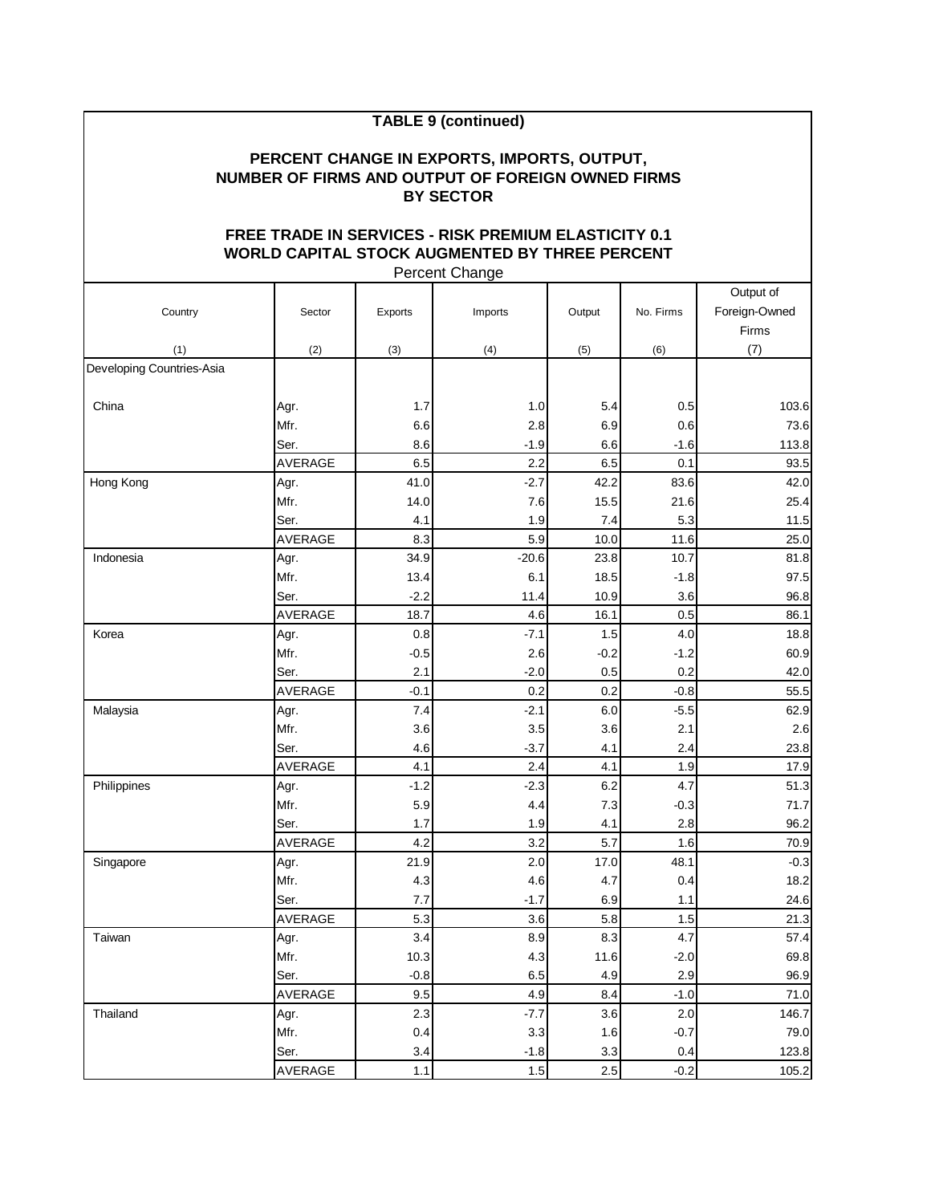## TABLE 9 (continued)

### PERCENT CHANGE IN EXPORTS, IMPORTS, OUTPUT, NUMBER OF FIRMS AND OUTPUT OF FOREIGN OWNED FIRMS BY SECTOR

### FREE TRADE IN SERVICES - RISK PREMIUM ELASTICITY 0.1 WORLD CAPITAL STOCK AUGMENTED BY THREE PERCENT

Percent Change

| Country | Sector | Exports | Imports | Output | No. Firms | Output of Foreign-Owned Firms |
|---|---|---|---|---|---|---|
| (1) | (2) | (3) | (4) | (5) | (6) | (7) |
| Developing Countries-Asia | | | | | | |
| China | Agr. | 1.7 | 1.0 | 5.4 | 0.5 | 103.6 |
| | Mfr. | 6.6 | 2.8 | 6.9 | 0.6 | 73.6 |
| | Ser. | 8.6 | -1.9 | 6.6 | -1.6 | 113.8 |
| | AVERAGE | 6.5 | 2.2 | 6.5 | 0.1 | 93.5 |
| Hong Kong | Agr. | 41.0 | -2.7 | 42.2 | 83.6 | 42.0 |
| | Mfr. | 14.0 | 7.6 | 15.5 | 21.6 | 25.4 |
| | Ser. | 4.1 | 1.9 | 7.4 | 5.3 | 11.5 |
| | AVERAGE | 8.3 | 5.9 | 10.0 | 11.6 | 25.0 |
| Indonesia | Agr. | 34.9 | -20.6 | 23.8 | 10.7 | 81.8 |
| | Mfr. | 13.4 | 6.1 | 18.5 | -1.8 | 97.5 |
| | Ser. | -2.2 | 11.4 | 10.9 | 3.6 | 96.8 |
| | AVERAGE | 18.7 | 4.6 | 16.1 | 0.5 | 86.1 |
| Korea | Agr. | 0.8 | -7.1 | 1.5 | 4.0 | 18.8 |
| | Mfr. | -0.5 | 2.6 | -0.2 | -1.2 | 60.9 |
| | Ser. | 2.1 | -2.0 | 0.5 | 0.2 | 42.0 |
| | AVERAGE | -0.1 | 0.2 | 0.2 | -0.8 | 55.5 |
| Malaysia | Agr. | 7.4 | -2.1 | 6.0 | -5.5 | 62.9 |
| | Mfr. | 3.6 | 3.5 | 3.6 | 2.1 | 2.6 |
| | Ser. | 4.6 | -3.7 | 4.1 | 2.4 | 23.8 |
| | AVERAGE | 4.1 | 2.4 | 4.1 | 1.9 | 17.9 |
| Philippines | Agr. | -1.2 | -2.3 | 6.2 | 4.7 | 51.3 |
| | Mfr. | 5.9 | 4.4 | 7.3 | -0.3 | 71.7 |
| | Ser. | 1.7 | 1.9 | 4.1 | 2.8 | 96.2 |
| | AVERAGE | 4.2 | 3.2 | 5.7 | 1.6 | 70.9 |
| Singapore | Agr. | 21.9 | 2.0 | 17.0 | 48.1 | -0.3 |
| | Mfr. | 4.3 | 4.6 | 4.7 | 0.4 | 18.2 |
| | Ser. | 7.7 | -1.7 | 6.9 | 1.1 | 24.6 |
| | AVERAGE | 5.3 | 3.6 | 5.8 | 1.5 | 21.3 |
| Taiwan | Agr. | 3.4 | 8.9 | 8.3 | 4.7 | 57.4 |
| | Mfr. | 10.3 | 4.3 | 11.6 | -2.0 | 69.8 |
| | Ser. | -0.8 | 6.5 | 4.9 | 2.9 | 96.9 |
| | AVERAGE | 9.5 | 4.9 | 8.4 | -1.0 | 71.0 |
| Thailand | Agr. | 2.3 | -7.7 | 3.6 | 2.0 | 146.7 |
| | Mfr. | 0.4 | 3.3 | 1.6 | -0.7 | 79.0 |
| | Ser. | 3.4 | -1.8 | 3.3 | 0.4 | 123.8 |
| | AVERAGE | 1.1 | 1.5 | 2.5 | -0.2 | 105.2 |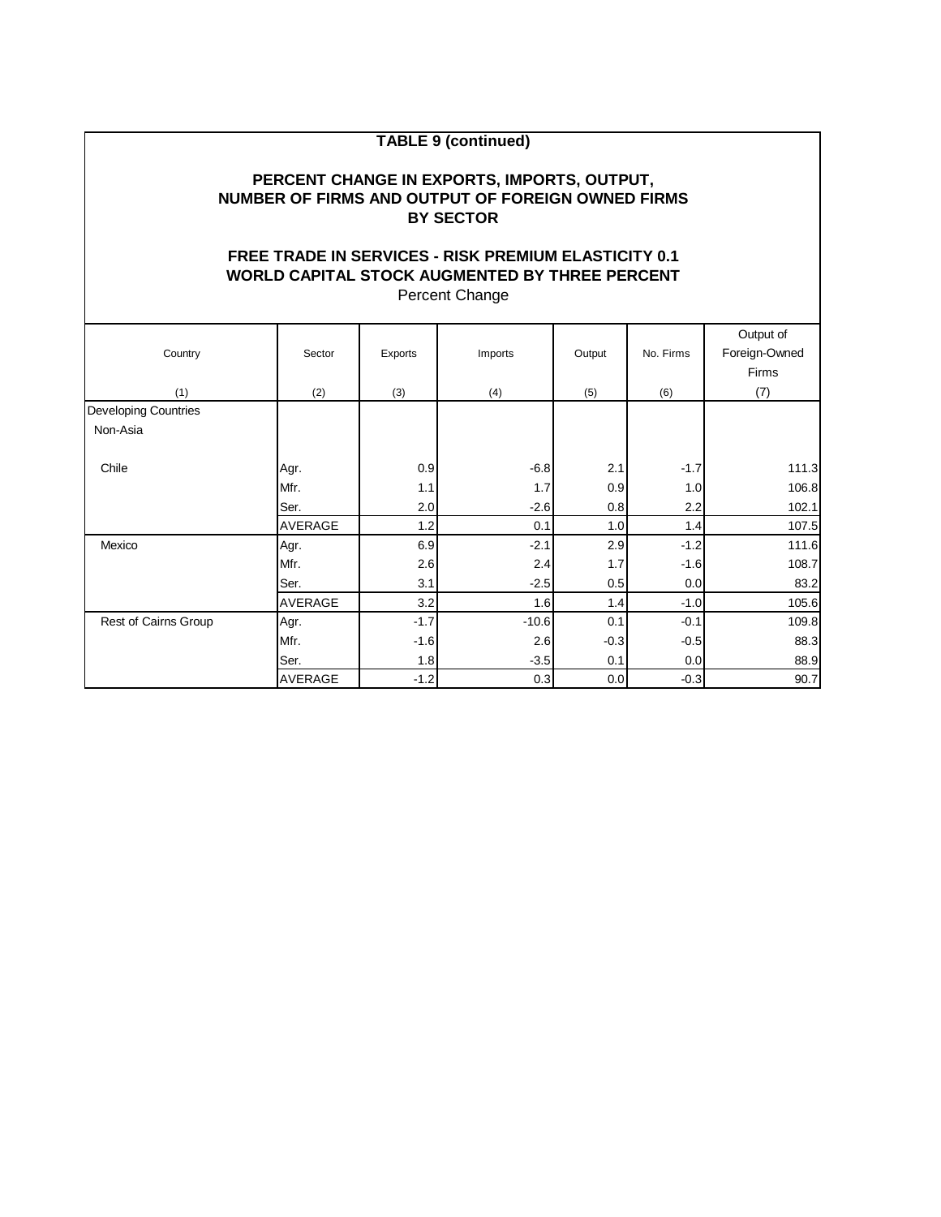**TABLE 9 (continued)**

**PERCENT CHANGE IN EXPORTS, IMPORTS, OUTPUT, NUMBER OF FIRMS AND OUTPUT OF FOREIGN OWNED FIRMS BY SECTOR**

**FREE TRADE IN SERVICES - RISK PREMIUM ELASTICITY 0.1**
**WORLD CAPITAL STOCK AUGMENTED BY THREE PERCENT**
Percent Change

| Country | Sector | Exports | Imports | Output | No. Firms | Output of Foreign-Owned Firms |
|---|---|---|---|---|---|---|
| (1) | (2) | (3) | (4) | (5) | (6) | (7) |
| Developing Countries | | | | | | |
| Non-Asia | | | | | | |
| Chile | Agr. | 0.9 | -6.8 | 2.1 | -1.7 | 111.3 |
| | Mfr. | 1.1 | 1.7 | 0.9 | 1.0 | 106.8 |
| | Ser. | 2.0 | -2.6 | 0.8 | 2.2 | 102.1 |
| | AVERAGE | 1.2 | 0.1 | 1.0 | 1.4 | 107.5 |
| Mexico | Agr. | 6.9 | -2.1 | 2.9 | -1.2 | 111.6 |
| | Mfr. | 2.6 | 2.4 | 1.7 | -1.6 | 108.7 |
| | Ser. | 3.1 | -2.5 | 0.5 | 0.0 | 83.2 |
| | AVERAGE | 3.2 | 1.6 | 1.4 | -1.0 | 105.6 |
| Rest of Cairns Group | Agr. | -1.7 | -10.6 | 0.1 | -0.1 | 109.8 |
| | Mfr. | -1.6 | 2.6 | -0.3 | -0.5 | 88.3 |
| | Ser. | 1.8 | -3.5 | 0.1 | 0.0 | 88.9 |
| | AVERAGE | -1.2 | 0.3 | 0.0 | -0.3 | 90.7 |